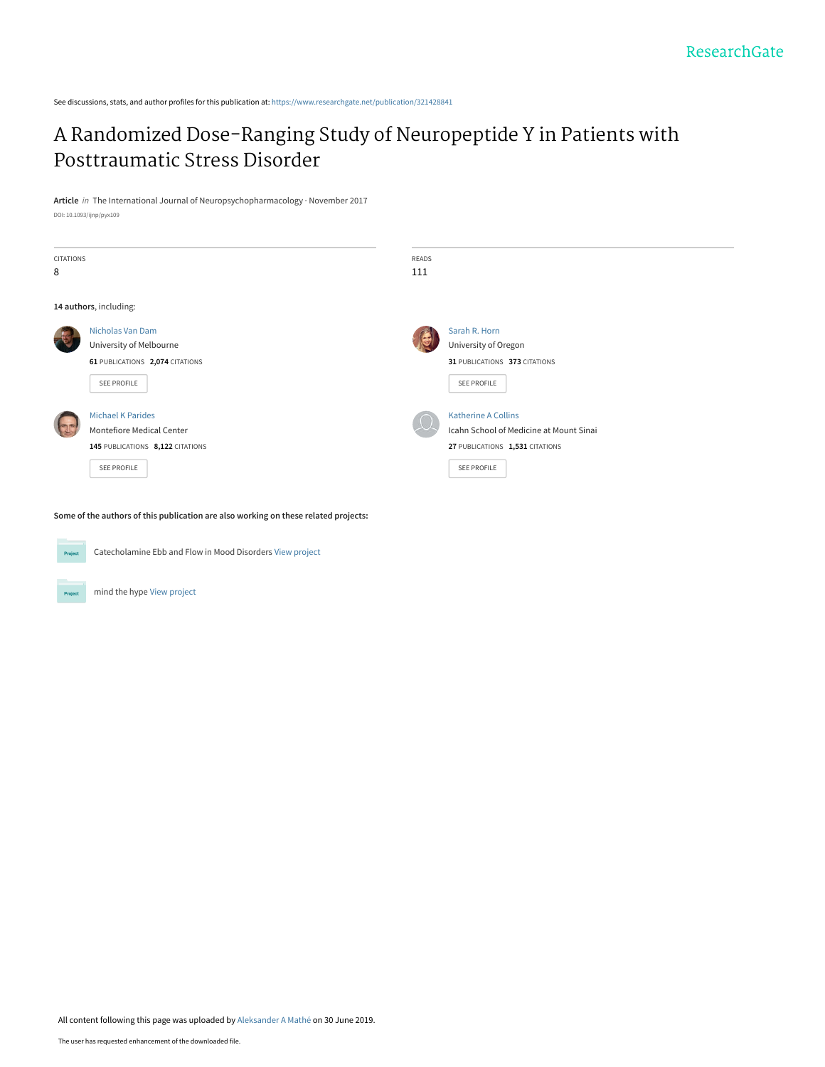See discussions, stats, and author profiles for this publication at: https://www.researchgate.net/publication/321428841

# A Randomized Dose-Ranging Study of Neuropeptide Y in Patients with Posttraumatic Stress Disorder

**Article** *in* The International Journal of Neuropsychopharmacology · November 2017

DOI: 10.1093/ijnp/pyx109

| CITATIONS | READS |
|---|---|
| 8 | 111 |

**14 authors**, including:

**Nicholas Van Dam**
University of Melbourne
**61** PUBLICATIONS **2,074** CITATIONS
SEE PROFILE

**Sarah R. Horn**
University of Oregon
**31** PUBLICATIONS **373** CITATIONS
SEE PROFILE

**Michael K Parides**
Montefiore Medical Center
**145** PUBLICATIONS **8,122** CITATIONS
SEE PROFILE

**Katherine A Collins**
Icahn School of Medicine at Mount Sinai
**27** PUBLICATIONS **1,531** CITATIONS
SEE PROFILE

**Some of the authors of this publication are also working on these related projects:**

Catecholamine Ebb and Flow in Mood Disorders View project

mind the hype View project

All content following this page was uploaded by Aleksander A Mathé on 30 June 2019.

The user has requested enhancement of the downloaded file.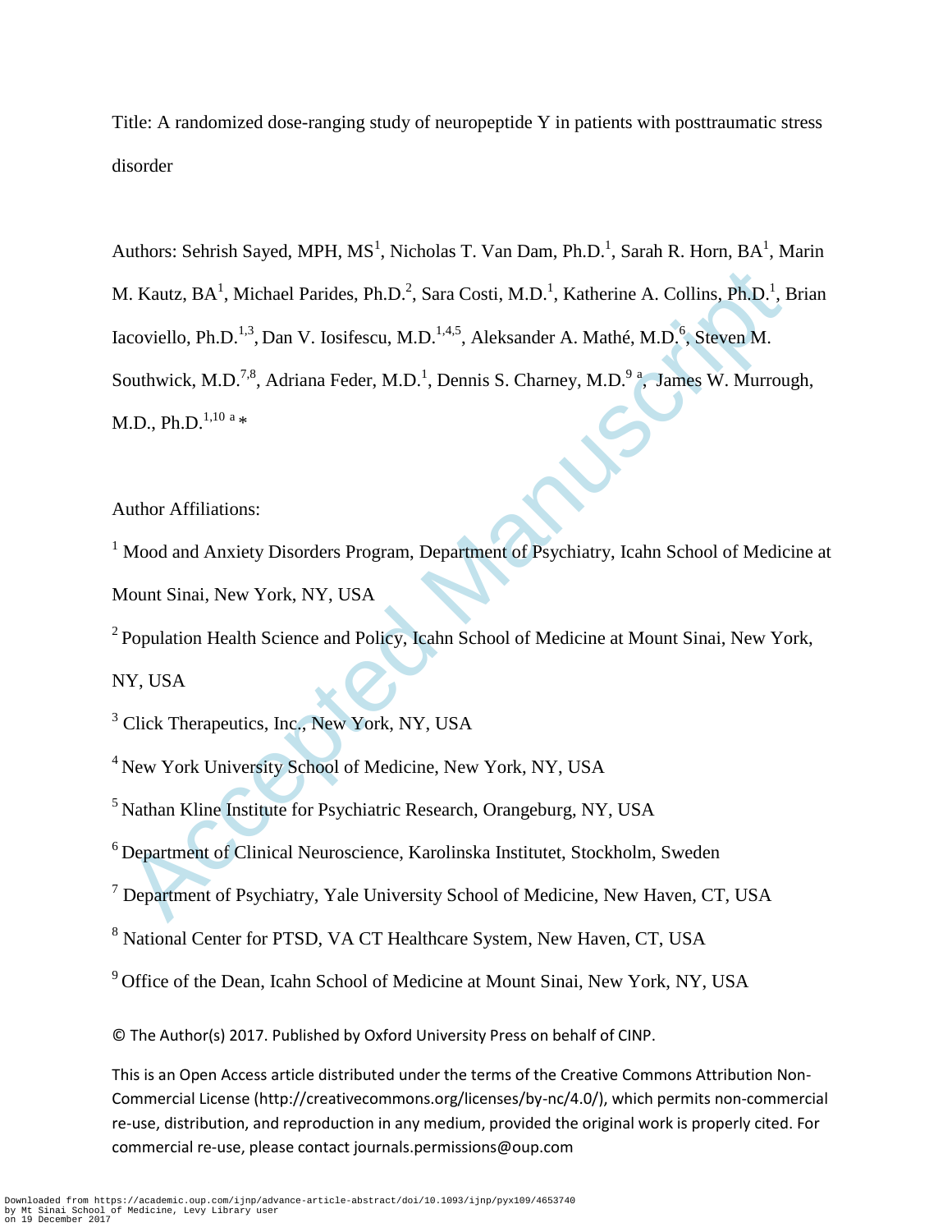Title: A randomized dose-ranging study of neuropeptide Y in patients with posttraumatic stress disorder

Authors: Sehrish Sayed, MPH, MS[1], Nicholas T. Van Dam, Ph.D.[1], Sarah R. Horn, BA[1], Marin M. Kautz, BA[1], Michael Parides, Ph.D.[2], Sara Costi, M.D.[1], Katherine A. Collins, Ph.D.[1], Brian Iacoviello, Ph.D.[1,3], Dan V. Iosifescu, M.D.[1,4,5], Aleksander A. Mathé, M.D.[6], Steven M. Southwick, M.D.[7,8], Adriana Feder, M.D.[1], Dennis S. Charney, M.D.[9 a], James W. Murrough, M.D., Ph.D.[1,10 a *]

Author Affiliations:

[1] Mood and Anxiety Disorders Program, Department of Psychiatry, Icahn School of Medicine at Mount Sinai, New York, NY, USA

[2] Population Health Science and Policy, Icahn School of Medicine at Mount Sinai, New York, NY, USA

[3] Click Therapeutics, Inc., New York, NY, USA

[4] New York University School of Medicine, New York, NY, USA

[5] Nathan Kline Institute for Psychiatric Research, Orangeburg, NY, USA

[6] Department of Clinical Neuroscience, Karolinska Institutet, Stockholm, Sweden

[7] Department of Psychiatry, Yale University School of Medicine, New Haven, CT, USA

[8] National Center for PTSD, VA CT Healthcare System, New Haven, CT, USA

[9] Office of the Dean, Icahn School of Medicine at Mount Sinai, New York, NY, USA

© The Author(s) 2017. Published by Oxford University Press on behalf of CINP.

This is an Open Access article distributed under the terms of the Creative Commons Attribution Non-Commercial License (http://creativecommons.org/licenses/by-nc/4.0/), which permits non-commercial re-use, distribution, and reproduction in any medium, provided the original work is properly cited. For commercial re-use, please contact journals.permissions@oup.com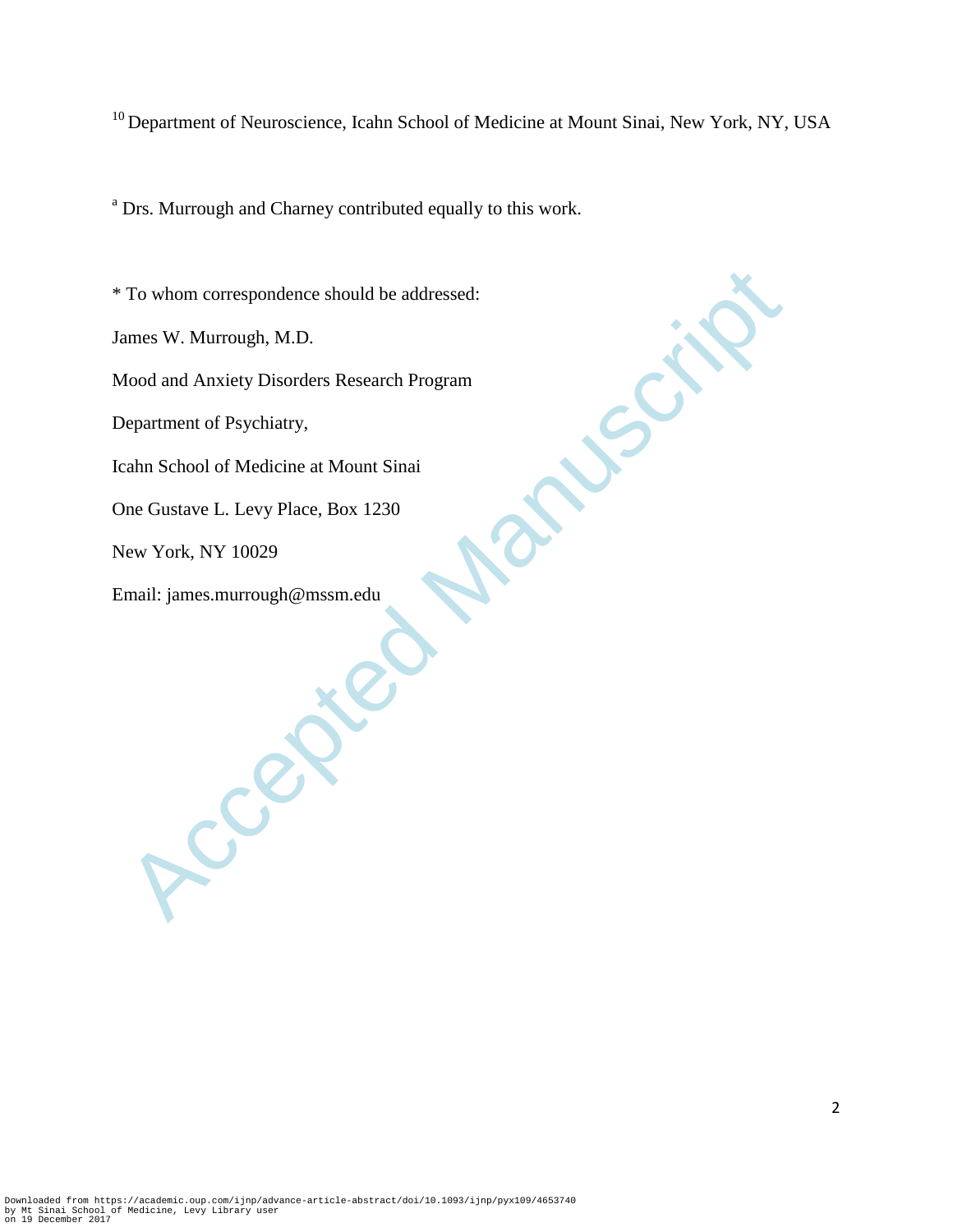[10] Department of Neuroscience, Icahn School of Medicine at Mount Sinai, New York, NY, USA

[a] Drs. Murrough and Charney contributed equally to this work.

* To whom correspondence should be addressed:

James W. Murrough, M.D.

Mood and Anxiety Disorders Research Program

Department of Psychiatry,

Icahn School of Medicine at Mount Sinai

One Gustave L. Levy Place, Box 1230

New York, NY 10029

Email: james.murrough@mssm.edu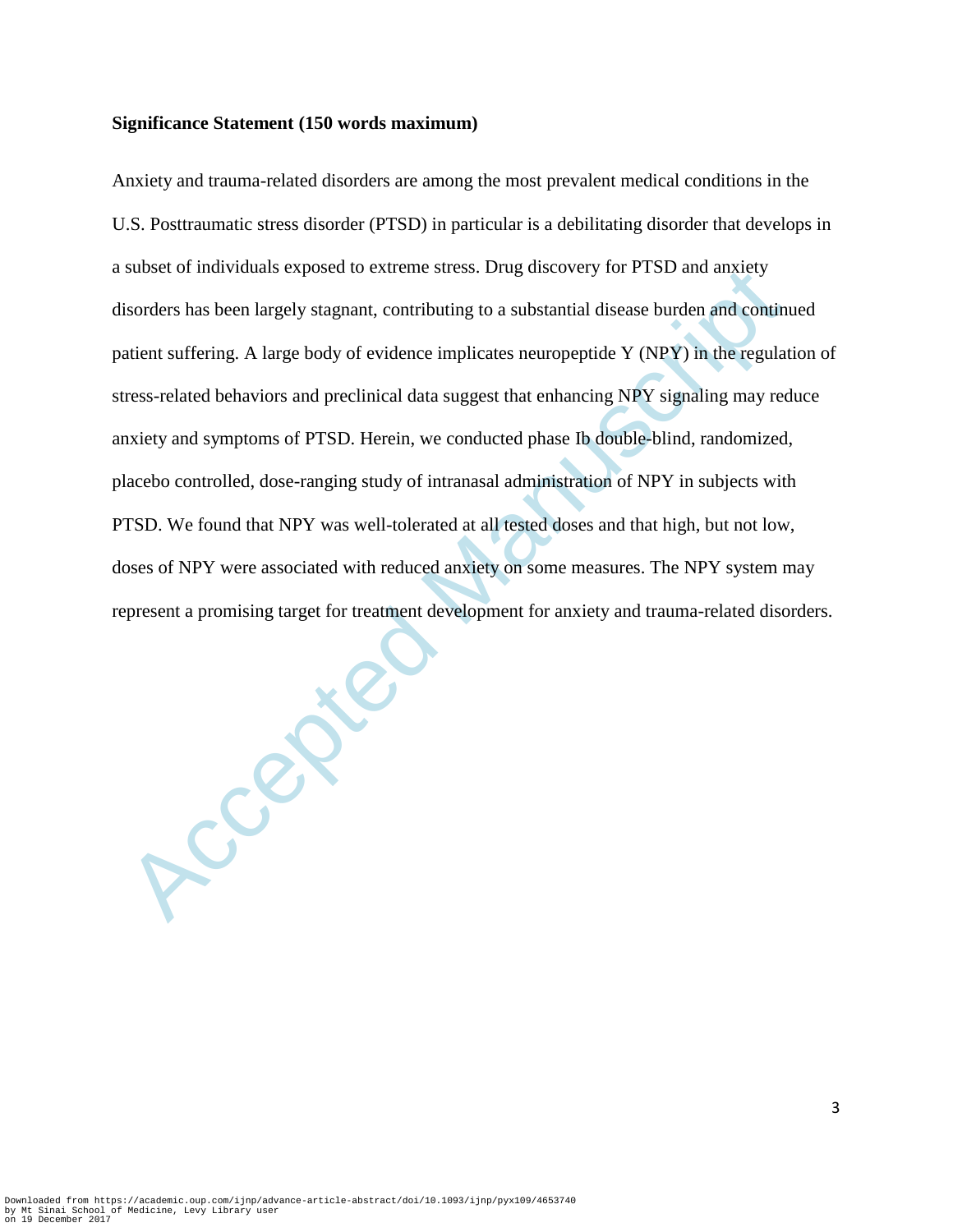**Significance Statement (150 words maximum)**

Anxiety and trauma-related disorders are among the most prevalent medical conditions in the U.S. Posttraumatic stress disorder (PTSD) in particular is a debilitating disorder that develops in a subset of individuals exposed to extreme stress. Drug discovery for PTSD and anxiety disorders has been largely stagnant, contributing to a substantial disease burden and continued patient suffering. A large body of evidence implicates neuropeptide Y (NPY) in the regulation of stress-related behaviors and preclinical data suggest that enhancing NPY signaling may reduce anxiety and symptoms of PTSD. Herein, we conducted phase Ib double-blind, randomized, placebo controlled, dose-ranging study of intranasal administration of NPY in subjects with PTSD. We found that NPY was well-tolerated at all tested doses and that high, but not low, doses of NPY were associated with reduced anxiety on some measures. The NPY system may represent a promising target for treatment development for anxiety and trauma-related disorders.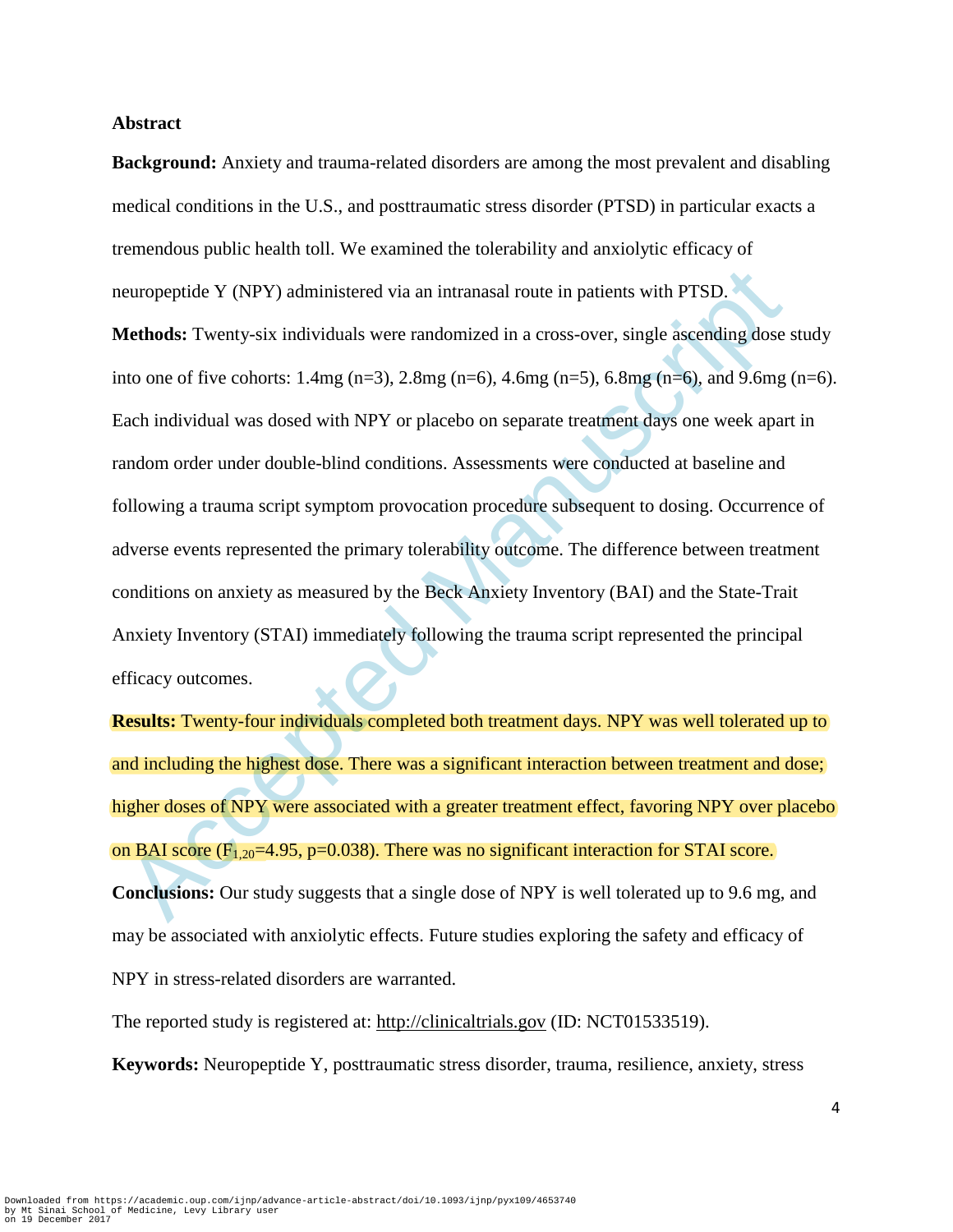**Abstract**

**Background:** Anxiety and trauma-related disorders are among the most prevalent and disabling medical conditions in the U.S., and posttraumatic stress disorder (PTSD) in particular exacts a tremendous public health toll. We examined the tolerability and anxiolytic efficacy of neuropeptide Y (NPY) administered via an intranasal route in patients with PTSD.

**Methods:** Twenty-six individuals were randomized in a cross-over, single ascending dose study into one of five cohorts: 1.4mg (n=3), 2.8mg (n=6), 4.6mg (n=5), 6.8mg (n=6), and 9.6mg (n=6). Each individual was dosed with NPY or placebo on separate treatment days one week apart in random order under double-blind conditions. Assessments were conducted at baseline and following a trauma script symptom provocation procedure subsequent to dosing. Occurrence of adverse events represented the primary tolerability outcome. The difference between treatment conditions on anxiety as measured by the Beck Anxiety Inventory (BAI) and the State-Trait Anxiety Inventory (STAI) immediately following the trauma script represented the principal efficacy outcomes.

**Results:** Twenty-four individuals completed both treatment days. NPY was well tolerated up to and including the highest dose. There was a significant interaction between treatment and dose; higher doses of NPY were associated with a greater treatment effect, favoring NPY over placebo on BAI score ($F_{1,20}$=4.95, p=0.038). There was no significant interaction for STAI score.

**Conclusions:** Our study suggests that a single dose of NPY is well tolerated up to 9.6 mg, and may be associated with anxiolytic effects. Future studies exploring the safety and efficacy of NPY in stress-related disorders are warranted.

The reported study is registered at: http://clinicaltrials.gov (ID: NCT01533519).

**Keywords:** Neuropeptide Y, posttraumatic stress disorder, trauma, resilience, anxiety, stress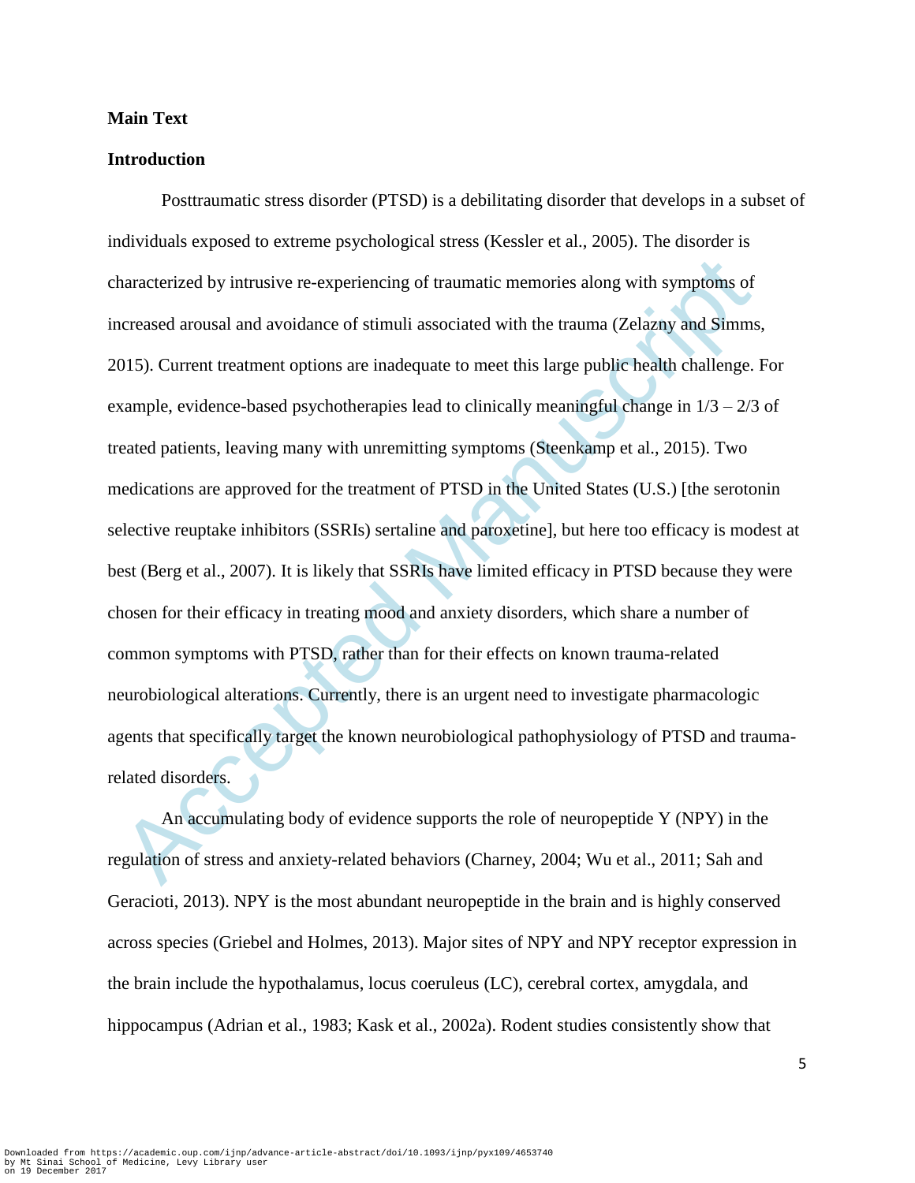**Main Text**

**Introduction**

Posttraumatic stress disorder (PTSD) is a debilitating disorder that develops in a subset of individuals exposed to extreme psychological stress (Kessler et al., 2005). The disorder is characterized by intrusive re-experiencing of traumatic memories along with symptoms of increased arousal and avoidance of stimuli associated with the trauma (Zelazny and Simms, 2015). Current treatment options are inadequate to meet this large public health challenge. For example, evidence-based psychotherapies lead to clinically meaningful change in 1/3 – 2/3 of treated patients, leaving many with unremitting symptoms (Steenkamp et al., 2015). Two medications are approved for the treatment of PTSD in the United States (U.S.) [the serotonin selective reuptake inhibitors (SSRIs) sertaline and paroxetine], but here too efficacy is modest at best (Berg et al., 2007). It is likely that SSRIs have limited efficacy in PTSD because they were chosen for their efficacy in treating mood and anxiety disorders, which share a number of common symptoms with PTSD, rather than for their effects on known trauma-related neurobiological alterations. Currently, there is an urgent need to investigate pharmacologic agents that specifically target the known neurobiological pathophysiology of PTSD and trauma-related disorders.

An accumulating body of evidence supports the role of neuropeptide Y (NPY) in the regulation of stress and anxiety-related behaviors (Charney, 2004; Wu et al., 2011; Sah and Geracioti, 2013). NPY is the most abundant neuropeptide in the brain and is highly conserved across species (Griebel and Holmes, 2013). Major sites of NPY and NPY receptor expression in the brain include the hypothalamus, locus coeruleus (LC), cerebral cortex, amygdala, and hippocampus (Adrian et al., 1983; Kask et al., 2002a). Rodent studies consistently show that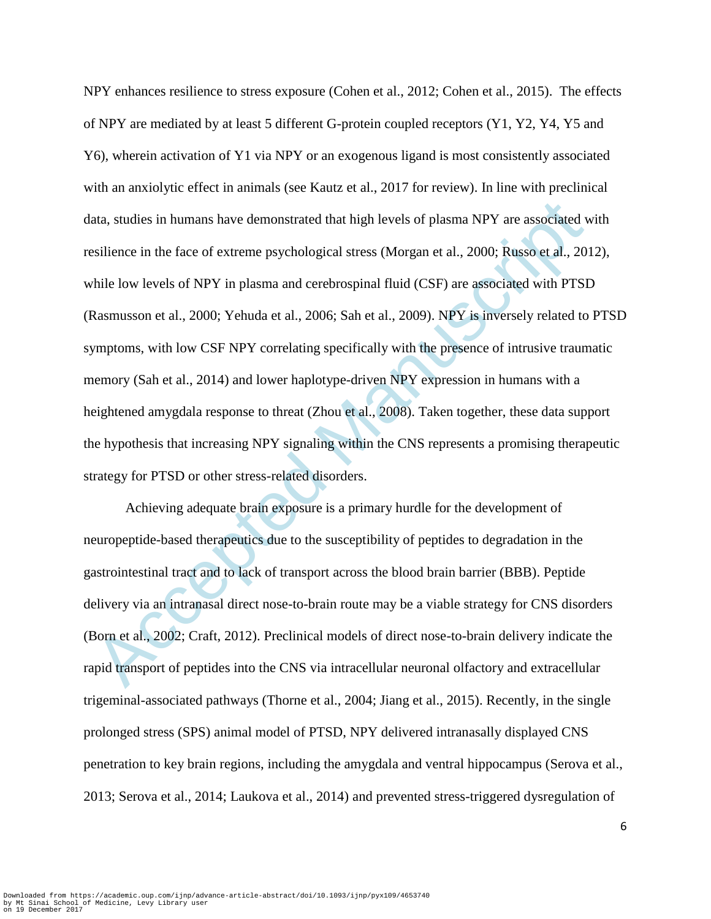NPY enhances resilience to stress exposure (Cohen et al., 2012; Cohen et al., 2015). The effects of NPY are mediated by at least 5 different G-protein coupled receptors (Y1, Y2, Y4, Y5 and Y6), wherein activation of Y1 via NPY or an exogenous ligand is most consistently associated with an anxiolytic effect in animals (see Kautz et al., 2017 for review). In line with preclinical data, studies in humans have demonstrated that high levels of plasma NPY are associated with resilience in the face of extreme psychological stress (Morgan et al., 2000; Russo et al., 2012), while low levels of NPY in plasma and cerebrospinal fluid (CSF) are associated with PTSD (Rasmusson et al., 2000; Yehuda et al., 2006; Sah et al., 2009). NPY is inversely related to PTSD symptoms, with low CSF NPY correlating specifically with the presence of intrusive traumatic memory (Sah et al., 2014) and lower haplotype-driven NPY expression in humans with a heightened amygdala response to threat (Zhou et al., 2008). Taken together, these data support the hypothesis that increasing NPY signaling within the CNS represents a promising therapeutic strategy for PTSD or other stress-related disorders.

Achieving adequate brain exposure is a primary hurdle for the development of neuropeptide-based therapeutics due to the susceptibility of peptides to degradation in the gastrointestinal tract and to lack of transport across the blood brain barrier (BBB). Peptide delivery via an intranasal direct nose-to-brain route may be a viable strategy for CNS disorders (Born et al., 2002; Craft, 2012). Preclinical models of direct nose-to-brain delivery indicate the rapid transport of peptides into the CNS via intracellular neuronal olfactory and extracellular trigeminal-associated pathways (Thorne et al., 2004; Jiang et al., 2015). Recently, in the single prolonged stress (SPS) animal model of PTSD, NPY delivered intranasally displayed CNS penetration to key brain regions, including the amygdala and ventral hippocampus (Serova et al., 2013; Serova et al., 2014; Laukova et al., 2014) and prevented stress-triggered dysregulation of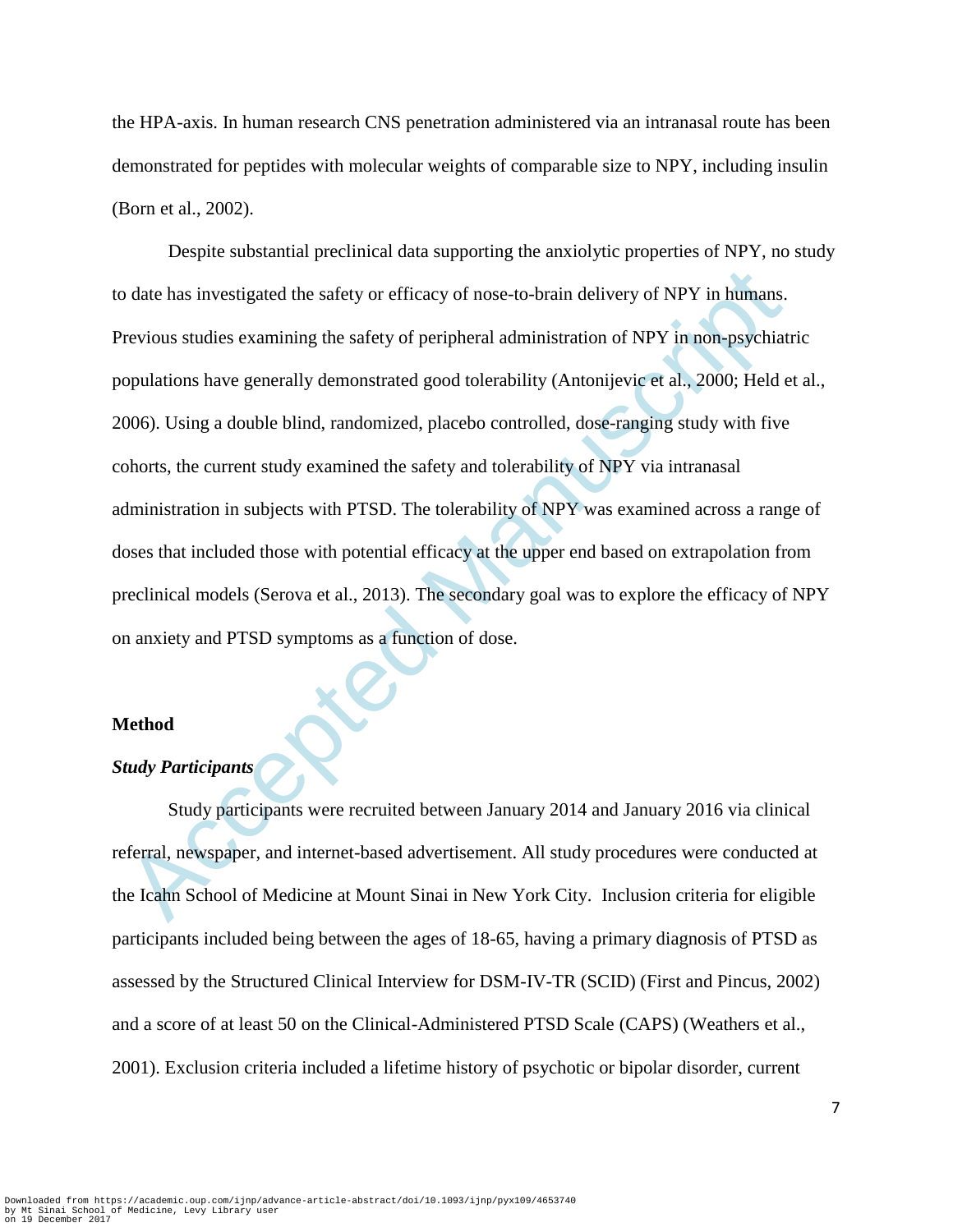the HPA-axis. In human research CNS penetration administered via an intranasal route has been demonstrated for peptides with molecular weights of comparable size to NPY, including insulin (Born et al., 2002).

Despite substantial preclinical data supporting the anxiolytic properties of NPY, no study to date has investigated the safety or efficacy of nose-to-brain delivery of NPY in humans. Previous studies examining the safety of peripheral administration of NPY in non-psychiatric populations have generally demonstrated good tolerability (Antonijevic et al., 2000; Held et al., 2006). Using a double blind, randomized, placebo controlled, dose-ranging study with five cohorts, the current study examined the safety and tolerability of NPY via intranasal administration in subjects with PTSD. The tolerability of NPY was examined across a range of doses that included those with potential efficacy at the upper end based on extrapolation from preclinical models (Serova et al., 2013). The secondary goal was to explore the efficacy of NPY on anxiety and PTSD symptoms as a function of dose.

## Method

### *Study Participants*

Study participants were recruited between January 2014 and January 2016 via clinical referral, newspaper, and internet-based advertisement. All study procedures were conducted at the Icahn School of Medicine at Mount Sinai in New York City. Inclusion criteria for eligible participants included being between the ages of 18-65, having a primary diagnosis of PTSD as assessed by the Structured Clinical Interview for DSM-IV-TR (SCID) (First and Pincus, 2002) and a score of at least 50 on the Clinical-Administered PTSD Scale (CAPS) (Weathers et al., 2001). Exclusion criteria included a lifetime history of psychotic or bipolar disorder, current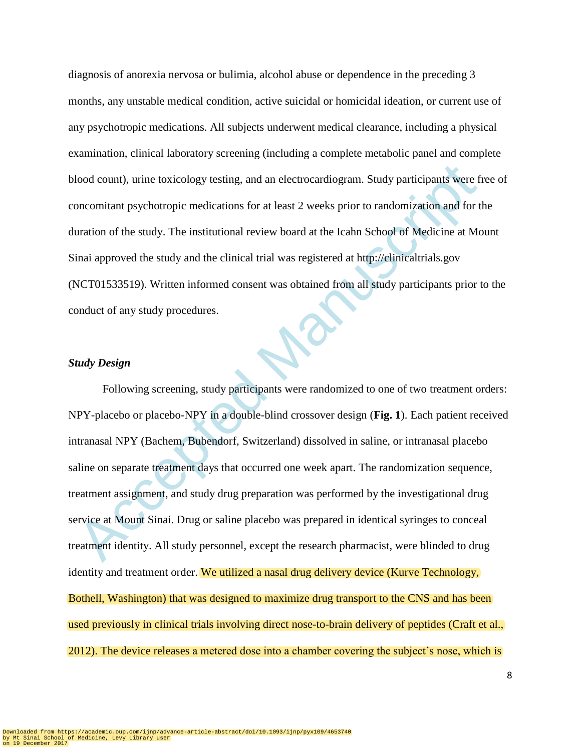diagnosis of anorexia nervosa or bulimia, alcohol abuse or dependence in the preceding 3 months, any unstable medical condition, active suicidal or homicidal ideation, or current use of any psychotropic medications. All subjects underwent medical clearance, including a physical examination, clinical laboratory screening (including a complete metabolic panel and complete blood count), urine toxicology testing, and an electrocardiogram. Study participants were free of concomitant psychotropic medications for at least 2 weeks prior to randomization and for the duration of the study. The institutional review board at the Icahn School of Medicine at Mount Sinai approved the study and the clinical trial was registered at http://clinicaltrials.gov (NCT01533519). Written informed consent was obtained from all study participants prior to the conduct of any study procedures.

***Study Design***

Following screening, study participants were randomized to one of two treatment orders: NPY-placebo or placebo-NPY in a double-blind crossover design (**Fig. 1**). Each patient received intranasal NPY (Bachem, Bubendorf, Switzerland) dissolved in saline, or intranasal placebo saline on separate treatment days that occurred one week apart. The randomization sequence, treatment assignment, and study drug preparation was performed by the investigational drug service at Mount Sinai. Drug or saline placebo was prepared in identical syringes to conceal treatment identity. All study personnel, except the research pharmacist, were blinded to drug identity and treatment order. We utilized a nasal drug delivery device (Kurve Technology, Bothell, Washington) that was designed to maximize drug transport to the CNS and has been used previously in clinical trials involving direct nose-to-brain delivery of peptides (Craft et al., 2012). The device releases a metered dose into a chamber covering the subject's nose, which is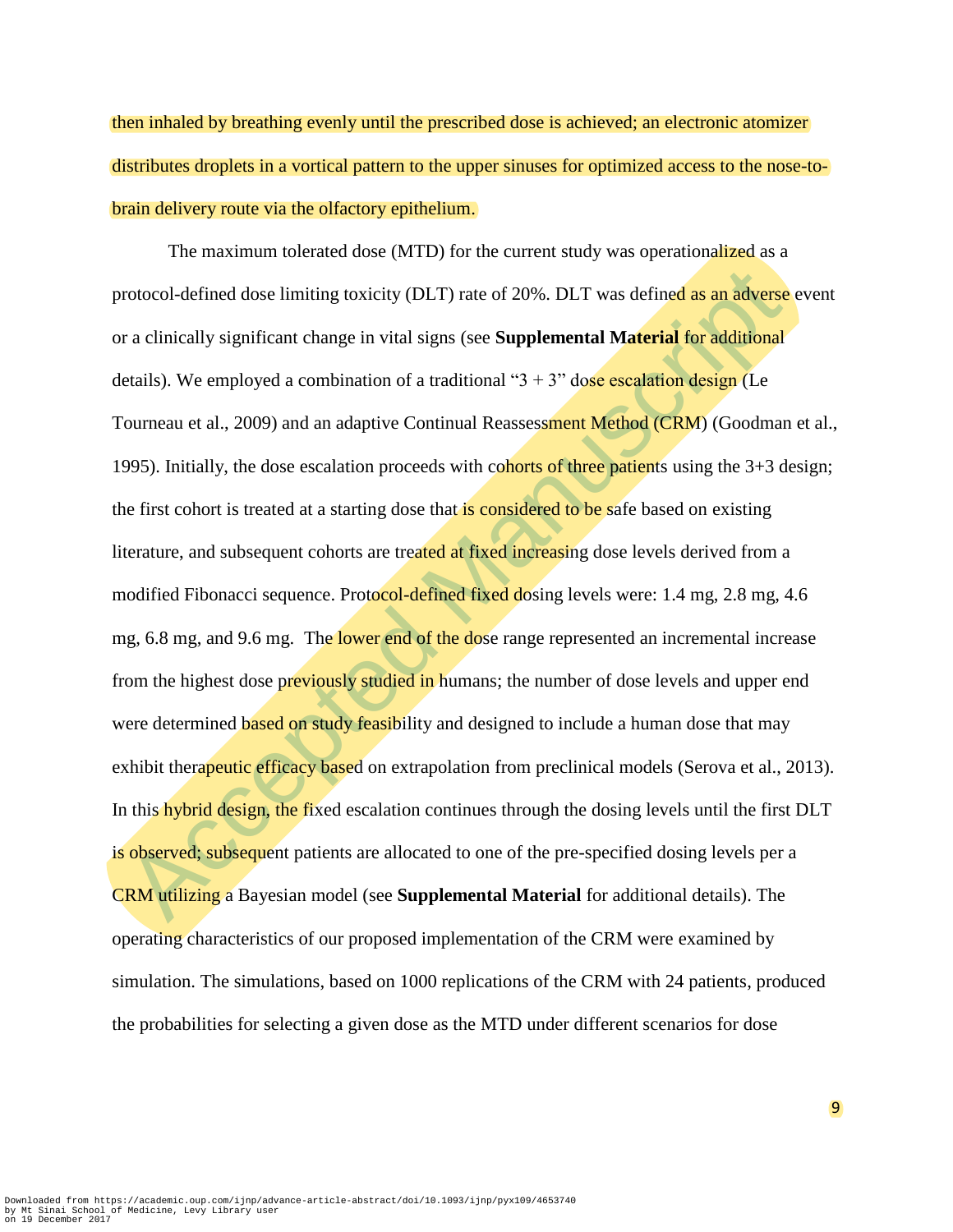then inhaled by breathing evenly until the prescribed dose is achieved; an electronic atomizer distributes droplets in a vortical pattern to the upper sinuses for optimized access to the nose-to-brain delivery route via the olfactory epithelium.

The maximum tolerated dose (MTD) for the current study was operationalized as a protocol-defined dose limiting toxicity (DLT) rate of 20%. DLT was defined as an adverse event or a clinically significant change in vital signs (see **Supplemental Material** for additional details). We employed a combination of a traditional "3 + 3" dose escalation design (Le Tourneau et al., 2009) and an adaptive Continual Reassessment Method (CRM) (Goodman et al., 1995). Initially, the dose escalation proceeds with cohorts of three patients using the 3+3 design; the first cohort is treated at a starting dose that is considered to be safe based on existing literature, and subsequent cohorts are treated at fixed increasing dose levels derived from a modified Fibonacci sequence. Protocol-defined fixed dosing levels were: 1.4 mg, 2.8 mg, 4.6 mg, 6.8 mg, and 9.6 mg. The lower end of the dose range represented an incremental increase from the highest dose previously studied in humans; the number of dose levels and upper end were determined based on study feasibility and designed to include a human dose that may exhibit therapeutic efficacy based on extrapolation from preclinical models (Serova et al., 2013). In this hybrid design, the fixed escalation continues through the dosing levels until the first DLT is observed; subsequent patients are allocated to one of the pre-specified dosing levels per a CRM utilizing a Bayesian model (see **Supplemental Material** for additional details). The operating characteristics of our proposed implementation of the CRM were examined by simulation. The simulations, based on 1000 replications of the CRM with 24 patients, produced the probabilities for selecting a given dose as the MTD under different scenarios for dose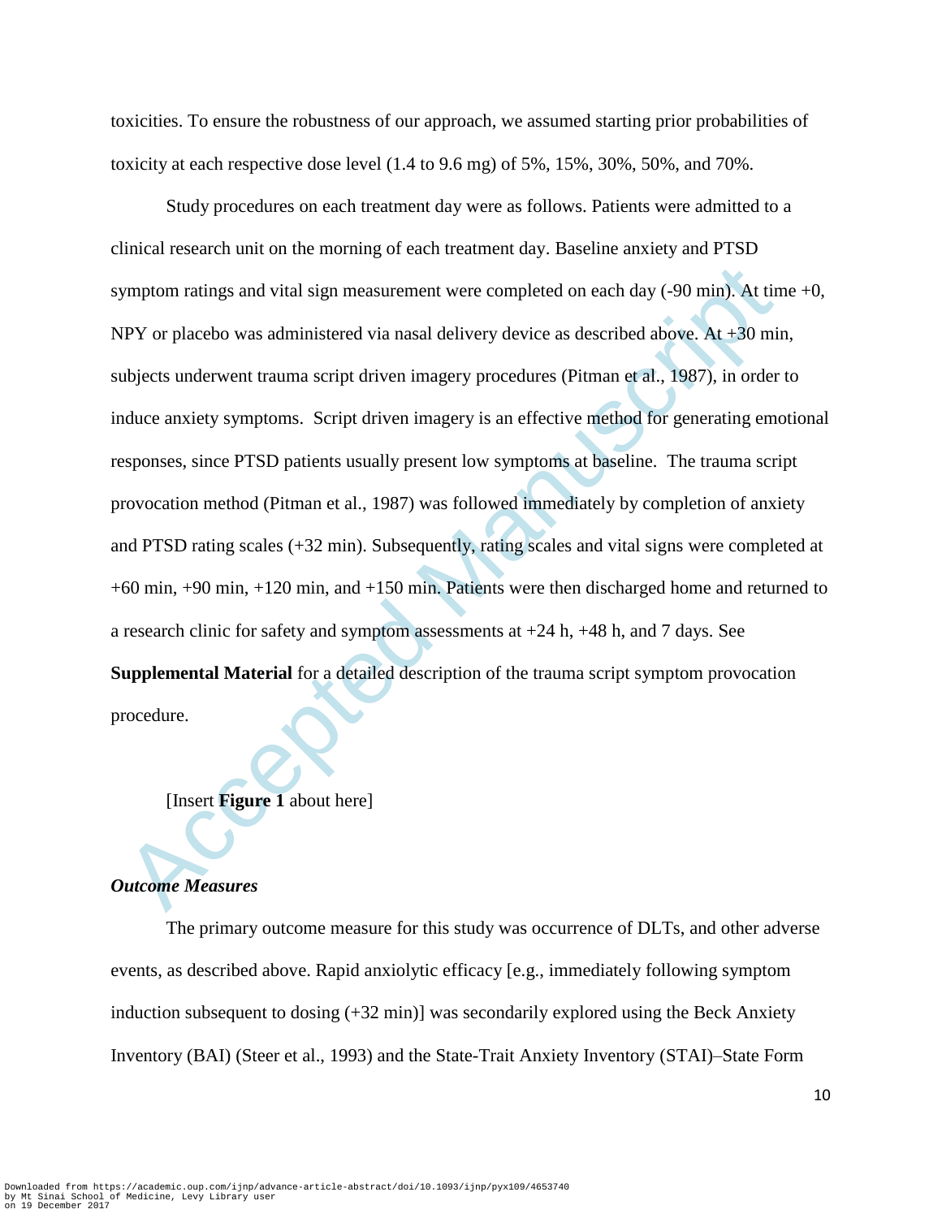toxicities. To ensure the robustness of our approach, we assumed starting prior probabilities of toxicity at each respective dose level (1.4 to 9.6 mg) of 5%, 15%, 30%, 50%, and 70%.

Study procedures on each treatment day were as follows. Patients were admitted to a clinical research unit on the morning of each treatment day. Baseline anxiety and PTSD symptom ratings and vital sign measurement were completed on each day (-90 min). At time +0, NPY or placebo was administered via nasal delivery device as described above. At +30 min, subjects underwent trauma script driven imagery procedures (Pitman et al., 1987), in order to induce anxiety symptoms. Script driven imagery is an effective method for generating emotional responses, since PTSD patients usually present low symptoms at baseline. The trauma script provocation method (Pitman et al., 1987) was followed immediately by completion of anxiety and PTSD rating scales (+32 min). Subsequently, rating scales and vital signs were completed at +60 min, +90 min, +120 min, and +150 min. Patients were then discharged home and returned to a research clinic for safety and symptom assessments at +24 h, +48 h, and 7 days. See **Supplemental Material** for a detailed description of the trauma script symptom provocation procedure.

[Insert **Figure 1** about here]

### *Outcome Measures*

The primary outcome measure for this study was occurrence of DLTs, and other adverse events, as described above. Rapid anxiolytic efficacy [e.g., immediately following symptom induction subsequent to dosing (+32 min)] was secondarily explored using the Beck Anxiety Inventory (BAI) (Steer et al., 1993) and the State-Trait Anxiety Inventory (STAI)–State Form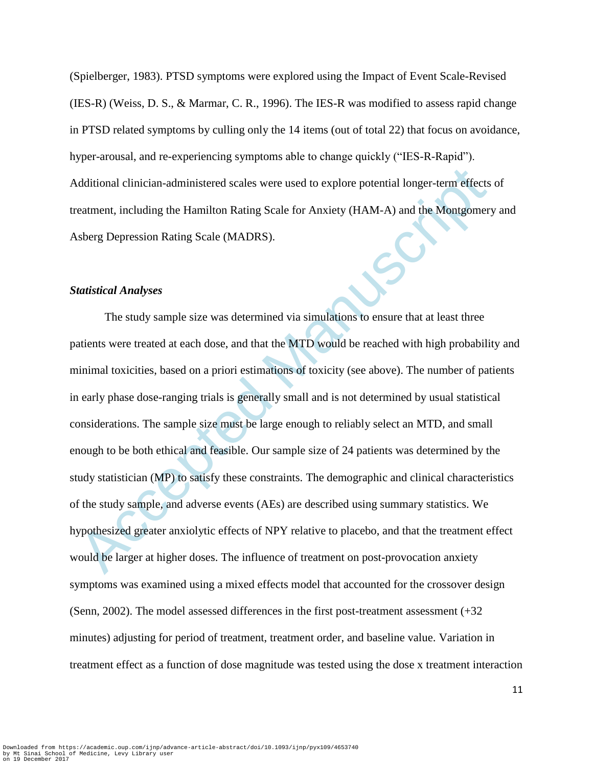(Spielberger, 1983). PTSD symptoms were explored using the Impact of Event Scale-Revised (IES-R) (Weiss, D. S., & Marmar, C. R., 1996). The IES-R was modified to assess rapid change in PTSD related symptoms by culling only the 14 items (out of total 22) that focus on avoidance, hyper-arousal, and re-experiencing symptoms able to change quickly ("IES-R-Rapid"). Additional clinician-administered scales were used to explore potential longer-term effects of treatment, including the Hamilton Rating Scale for Anxiety (HAM-A) and the Montgomery and Asberg Depression Rating Scale (MADRS).

***Statistical Analyses***

The study sample size was determined via simulations to ensure that at least three patients were treated at each dose, and that the MTD would be reached with high probability and minimal toxicities, based on a priori estimations of toxicity (see above). The number of patients in early phase dose-ranging trials is generally small and is not determined by usual statistical considerations. The sample size must be large enough to reliably select an MTD, and small enough to be both ethical and feasible. Our sample size of 24 patients was determined by the study statistician (MP) to satisfy these constraints. The demographic and clinical characteristics of the study sample, and adverse events (AEs) are described using summary statistics. We hypothesized greater anxiolytic effects of NPY relative to placebo, and that the treatment effect would be larger at higher doses. The influence of treatment on post-provocation anxiety symptoms was examined using a mixed effects model that accounted for the crossover design (Senn, 2002). The model assessed differences in the first post-treatment assessment (+32 minutes) adjusting for period of treatment, treatment order, and baseline value. Variation in treatment effect as a function of dose magnitude was tested using the dose x treatment interaction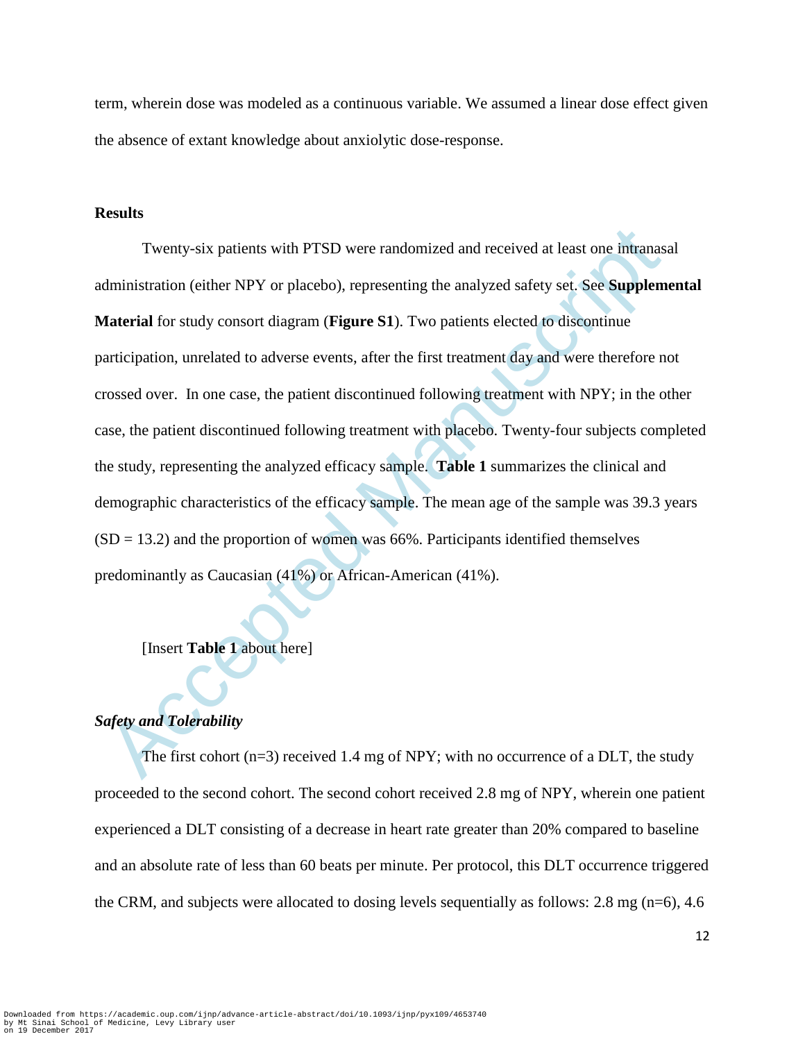term, wherein dose was modeled as a continuous variable. We assumed a linear dose effect given the absence of extant knowledge about anxiolytic dose-response.

## Results

Twenty-six patients with PTSD were randomized and received at least one intranasal administration (either NPY or placebo), representing the analyzed safety set. See **Supplemental Material** for study consort diagram (**Figure S1**). Two patients elected to discontinue participation, unrelated to adverse events, after the first treatment day and were therefore not crossed over. In one case, the patient discontinued following treatment with NPY; in the other case, the patient discontinued following treatment with placebo. Twenty-four subjects completed the study, representing the analyzed efficacy sample. **Table 1** summarizes the clinical and demographic characteristics of the efficacy sample. The mean age of the sample was 39.3 years (SD = 13.2) and the proportion of women was 66%. Participants identified themselves predominantly as Caucasian (41%) or African-American (41%).

[Insert **Table 1** about here]

### *Safety and Tolerability*

The first cohort (n=3) received 1.4 mg of NPY; with no occurrence of a DLT, the study proceeded to the second cohort. The second cohort received 2.8 mg of NPY, wherein one patient experienced a DLT consisting of a decrease in heart rate greater than 20% compared to baseline and an absolute rate of less than 60 beats per minute. Per protocol, this DLT occurrence triggered the CRM, and subjects were allocated to dosing levels sequentially as follows: 2.8 mg (n=6), 4.6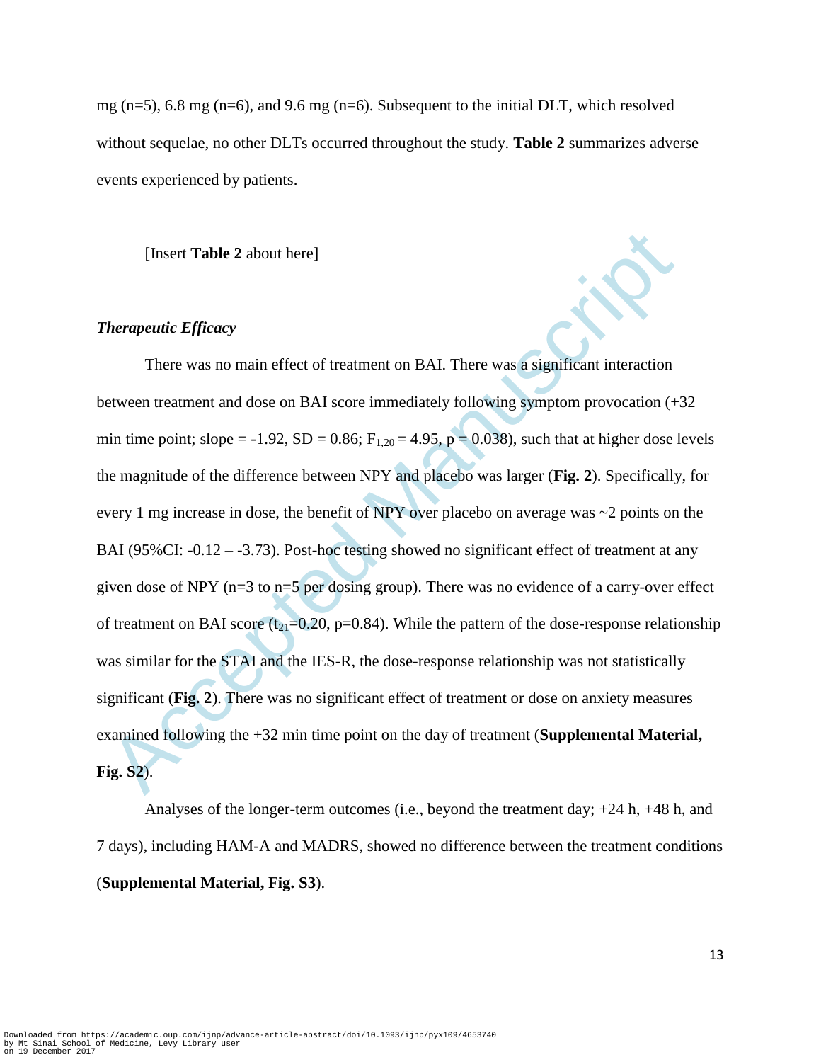mg (n=5), 6.8 mg (n=6), and 9.6 mg (n=6). Subsequent to the initial DLT, which resolved without sequelae, no other DLTs occurred throughout the study. **Table 2** summarizes adverse events experienced by patients.

[Insert **Table 2** about here]

### *Therapeutic Efficacy*

There was no main effect of treatment on BAI. There was a significant interaction between treatment and dose on BAI score immediately following symptom provocation (+32 min time point; slope = -1.92, SD = 0.86; $F_{1,20} = 4.95$, $p = 0.038$), such that at higher dose levels the magnitude of the difference between NPY and placebo was larger (**Fig. 2**). Specifically, for every 1 mg increase in dose, the benefit of NPY over placebo on average was ~2 points on the BAI (95%CI: -0.12 – -3.73). Post-hoc testing showed no significant effect of treatment at any given dose of NPY (n=3 to n=5 per dosing group). There was no evidence of a carry-over effect of treatment on BAI score ($t_{21}=0.20$, p=0.84). While the pattern of the dose-response relationship was similar for the STAI and the IES-R, the dose-response relationship was not statistically significant (**Fig. 2**). There was no significant effect of treatment or dose on anxiety measures examined following the +32 min time point on the day of treatment (**Supplemental Material, Fig. S2**).

Analyses of the longer-term outcomes (i.e., beyond the treatment day; +24 h, +48 h, and 7 days), including HAM-A and MADRS, showed no difference between the treatment conditions (**Supplemental Material, Fig. S3**).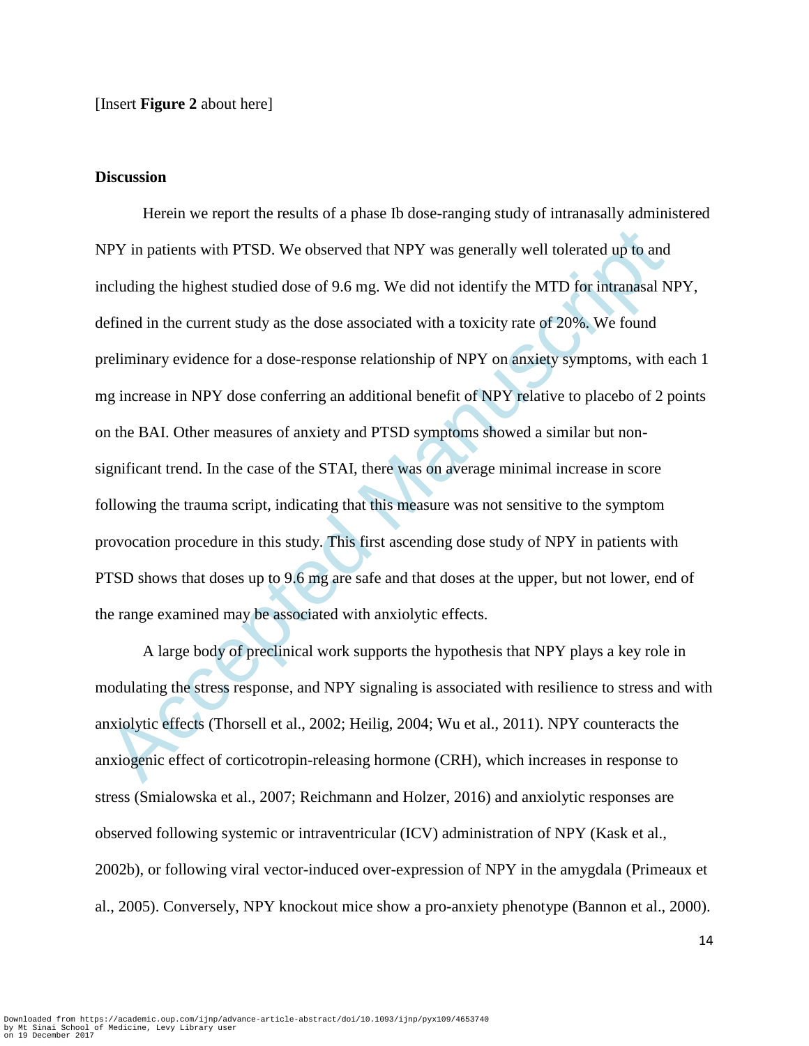[Insert **Figure 2** about here]

## Discussion

Herein we report the results of a phase Ib dose-ranging study of intranasally administered NPY in patients with PTSD. We observed that NPY was generally well tolerated up to and including the highest studied dose of 9.6 mg. We did not identify the MTD for intranasal NPY, defined in the current study as the dose associated with a toxicity rate of 20%. We found preliminary evidence for a dose-response relationship of NPY on anxiety symptoms, with each 1 mg increase in NPY dose conferring an additional benefit of NPY relative to placebo of 2 points on the BAI. Other measures of anxiety and PTSD symptoms showed a similar but non-significant trend. In the case of the STAI, there was on average minimal increase in score following the trauma script, indicating that this measure was not sensitive to the symptom provocation procedure in this study. This first ascending dose study of NPY in patients with PTSD shows that doses up to 9.6 mg are safe and that doses at the upper, but not lower, end of the range examined may be associated with anxiolytic effects.

A large body of preclinical work supports the hypothesis that NPY plays a key role in modulating the stress response, and NPY signaling is associated with resilience to stress and with anxiolytic effects (Thorsell et al., 2002; Heilig, 2004; Wu et al., 2011). NPY counteracts the anxiogenic effect of corticotropin-releasing hormone (CRH), which increases in response to stress (Smialowska et al., 2007; Reichmann and Holzer, 2016) and anxiolytic responses are observed following systemic or intraventricular (ICV) administration of NPY (Kask et al., 2002b), or following viral vector-induced over-expression of NPY in the amygdala (Primeaux et al., 2005). Conversely, NPY knockout mice show a pro-anxiety phenotype (Bannon et al., 2000).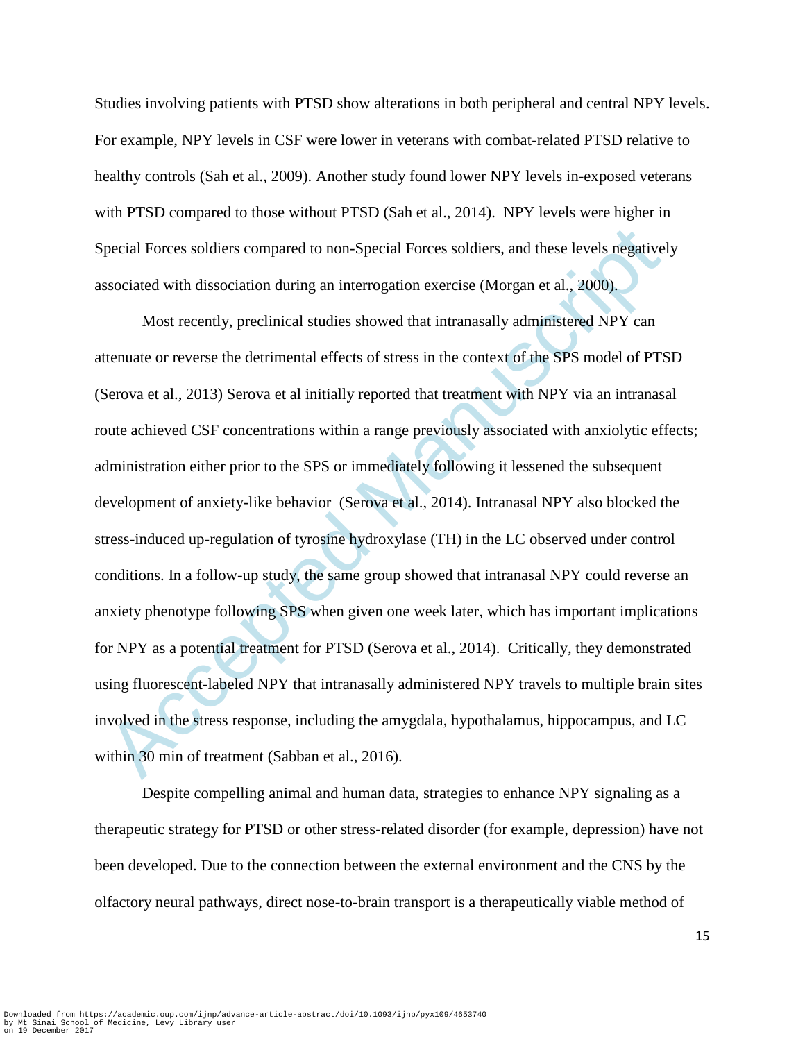Studies involving patients with PTSD show alterations in both peripheral and central NPY levels. For example, NPY levels in CSF were lower in veterans with combat-related PTSD relative to healthy controls (Sah et al., 2009). Another study found lower NPY levels in-exposed veterans with PTSD compared to those without PTSD (Sah et al., 2014). NPY levels were higher in Special Forces soldiers compared to non-Special Forces soldiers, and these levels negatively associated with dissociation during an interrogation exercise (Morgan et al., 2000).

Most recently, preclinical studies showed that intranasally administered NPY can attenuate or reverse the detrimental effects of stress in the context of the SPS model of PTSD (Serova et al., 2013) Serova et al initially reported that treatment with NPY via an intranasal route achieved CSF concentrations within a range previously associated with anxiolytic effects; administration either prior to the SPS or immediately following it lessened the subsequent development of anxiety-like behavior (Serova et al., 2014). Intranasal NPY also blocked the stress-induced up-regulation of tyrosine hydroxylase (TH) in the LC observed under control conditions. In a follow-up study, the same group showed that intranasal NPY could reverse an anxiety phenotype following SPS when given one week later, which has important implications for NPY as a potential treatment for PTSD (Serova et al., 2014). Critically, they demonstrated using fluorescent-labeled NPY that intranasally administered NPY travels to multiple brain sites involved in the stress response, including the amygdala, hypothalamus, hippocampus, and LC within 30 min of treatment (Sabban et al., 2016).

Despite compelling animal and human data, strategies to enhance NPY signaling as a therapeutic strategy for PTSD or other stress-related disorder (for example, depression) have not been developed. Due to the connection between the external environment and the CNS by the olfactory neural pathways, direct nose-to-brain transport is a therapeutically viable method of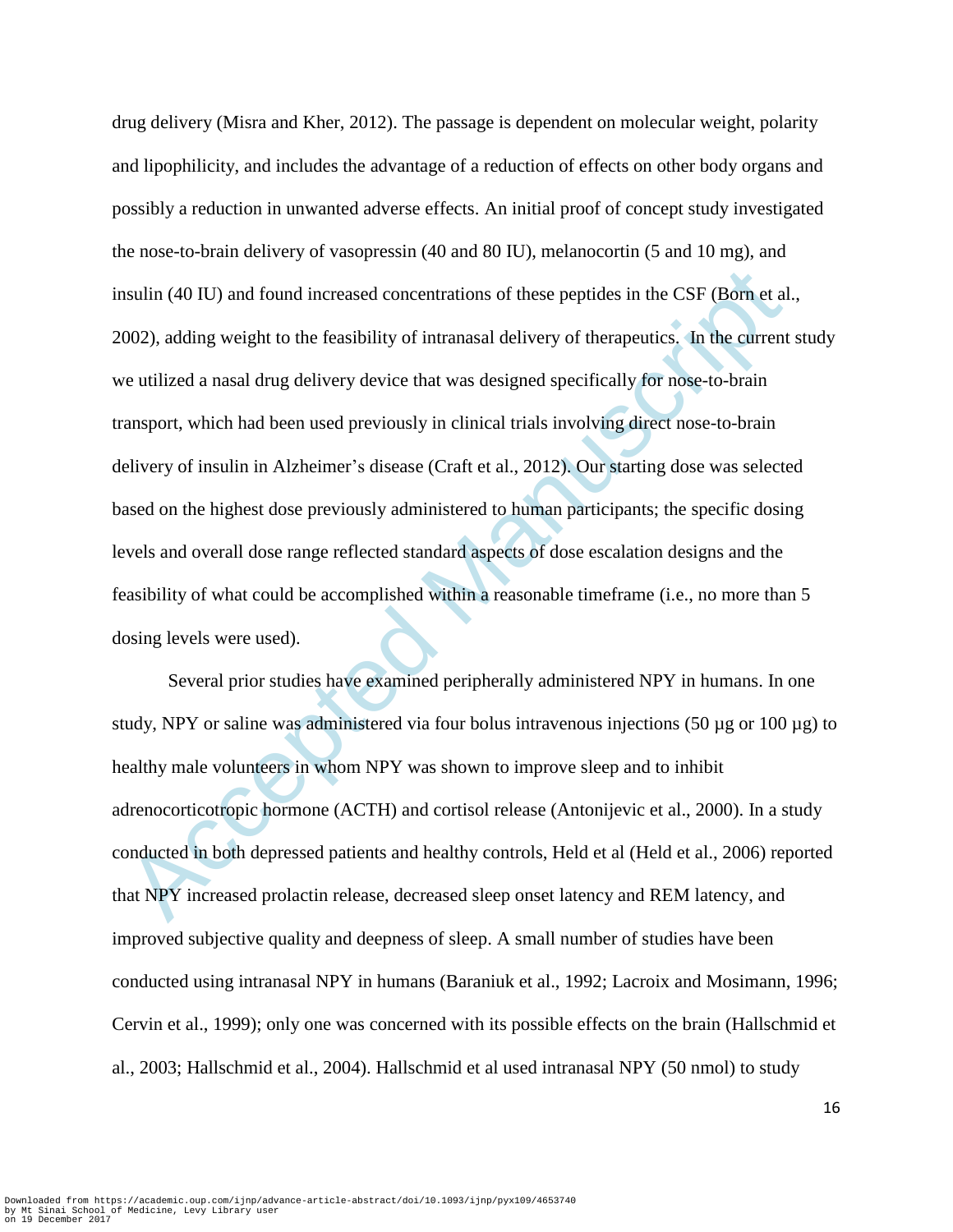drug delivery (Misra and Kher, 2012). The passage is dependent on molecular weight, polarity and lipophilicity, and includes the advantage of a reduction of effects on other body organs and possibly a reduction in unwanted adverse effects. An initial proof of concept study investigated the nose-to-brain delivery of vasopressin (40 and 80 IU), melanocortin (5 and 10 mg), and insulin (40 IU) and found increased concentrations of these peptides in the CSF (Born et al., 2002), adding weight to the feasibility of intranasal delivery of therapeutics. In the current study we utilized a nasal drug delivery device that was designed specifically for nose-to-brain transport, which had been used previously in clinical trials involving direct nose-to-brain delivery of insulin in Alzheimer's disease (Craft et al., 2012). Our starting dose was selected based on the highest dose previously administered to human participants; the specific dosing levels and overall dose range reflected standard aspects of dose escalation designs and the feasibility of what could be accomplished within a reasonable timeframe (i.e., no more than 5 dosing levels were used).

Several prior studies have examined peripherally administered NPY in humans. In one study, NPY or saline was administered via four bolus intravenous injections (50 µg or 100 µg) to healthy male volunteers in whom NPY was shown to improve sleep and to inhibit adrenocorticotropic hormone (ACTH) and cortisol release (Antonijevic et al., 2000). In a study conducted in both depressed patients and healthy controls, Held et al (Held et al., 2006) reported that NPY increased prolactin release, decreased sleep onset latency and REM latency, and improved subjective quality and deepness of sleep. A small number of studies have been conducted using intranasal NPY in humans (Baraniuk et al., 1992; Lacroix and Mosimann, 1996; Cervin et al., 1999); only one was concerned with its possible effects on the brain (Hallschmid et al., 2003; Hallschmid et al., 2004). Hallschmid et al used intranasal NPY (50 nmol) to study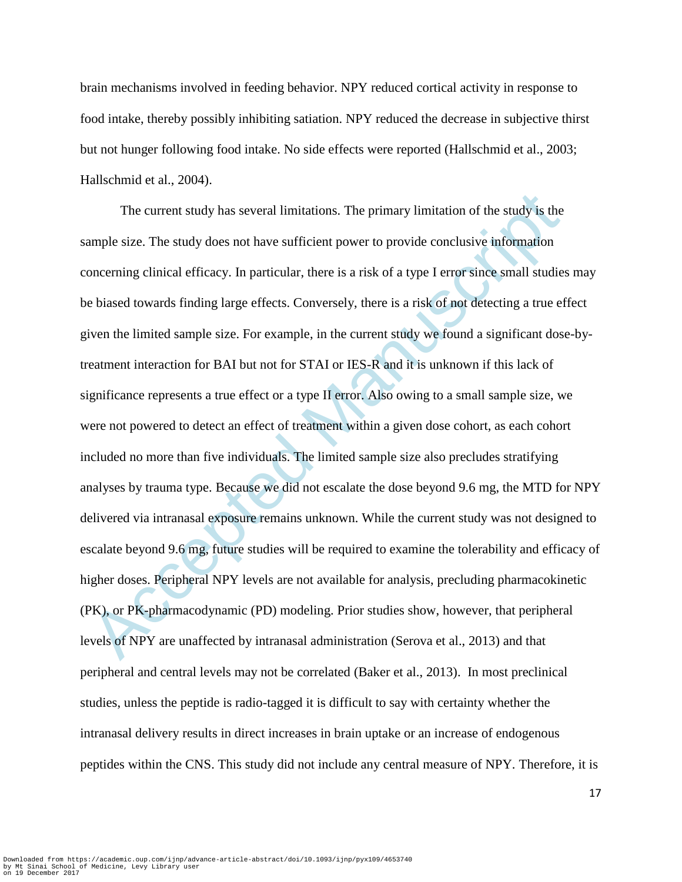brain mechanisms involved in feeding behavior. NPY reduced cortical activity in response to food intake, thereby possibly inhibiting satiation. NPY reduced the decrease in subjective thirst but not hunger following food intake. No side effects were reported (Hallschmid et al., 2003; Hallschmid et al., 2004).

The current study has several limitations. The primary limitation of the study is the sample size. The study does not have sufficient power to provide conclusive information concerning clinical efficacy. In particular, there is a risk of a type I error since small studies may be biased towards finding large effects. Conversely, there is a risk of not detecting a true effect given the limited sample size. For example, in the current study we found a significant dose-by-treatment interaction for BAI but not for STAI or IES-R and it is unknown if this lack of significance represents a true effect or a type II error. Also owing to a small sample size, we were not powered to detect an effect of treatment within a given dose cohort, as each cohort included no more than five individuals. The limited sample size also precludes stratifying analyses by trauma type. Because we did not escalate the dose beyond 9.6 mg, the MTD for NPY delivered via intranasal exposure remains unknown. While the current study was not designed to escalate beyond 9.6 mg, future studies will be required to examine the tolerability and efficacy of higher doses. Peripheral NPY levels are not available for analysis, precluding pharmacokinetic (PK), or PK-pharmacodynamic (PD) modeling. Prior studies show, however, that peripheral levels of NPY are unaffected by intranasal administration (Serova et al., 2013) and that peripheral and central levels may not be correlated (Baker et al., 2013). In most preclinical studies, unless the peptide is radio-tagged it is difficult to say with certainty whether the intranasal delivery results in direct increases in brain uptake or an increase of endogenous peptides within the CNS. This study did not include any central measure of NPY. Therefore, it is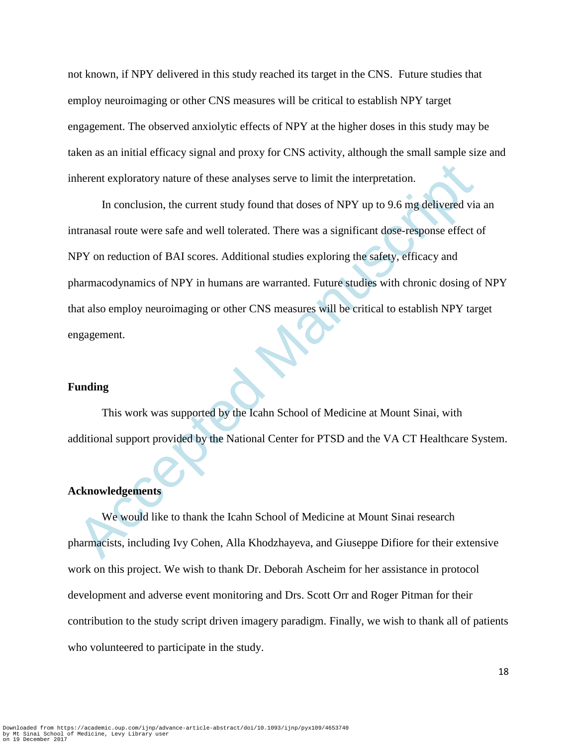not known, if NPY delivered in this study reached its target in the CNS. Future studies that employ neuroimaging or other CNS measures will be critical to establish NPY target engagement. The observed anxiolytic effects of NPY at the higher doses in this study may be taken as an initial efficacy signal and proxy for CNS activity, although the small sample size and inherent exploratory nature of these analyses serve to limit the interpretation.

In conclusion, the current study found that doses of NPY up to 9.6 mg delivered via an intranasal route were safe and well tolerated. There was a significant dose-response effect of NPY on reduction of BAI scores. Additional studies exploring the safety, efficacy and pharmacodynamics of NPY in humans are warranted. Future studies with chronic dosing of NPY that also employ neuroimaging or other CNS measures will be critical to establish NPY target engagement.

## Funding

This work was supported by the Icahn School of Medicine at Mount Sinai, with additional support provided by the National Center for PTSD and the VA CT Healthcare System.

## Acknowledgements

We would like to thank the Icahn School of Medicine at Mount Sinai research pharmacists, including Ivy Cohen, Alla Khodzhayeva, and Giuseppe Difiore for their extensive work on this project. We wish to thank Dr. Deborah Ascheim for her assistance in protocol development and adverse event monitoring and Drs. Scott Orr and Roger Pitman for their contribution to the study script driven imagery paradigm. Finally, we wish to thank all of patients who volunteered to participate in the study.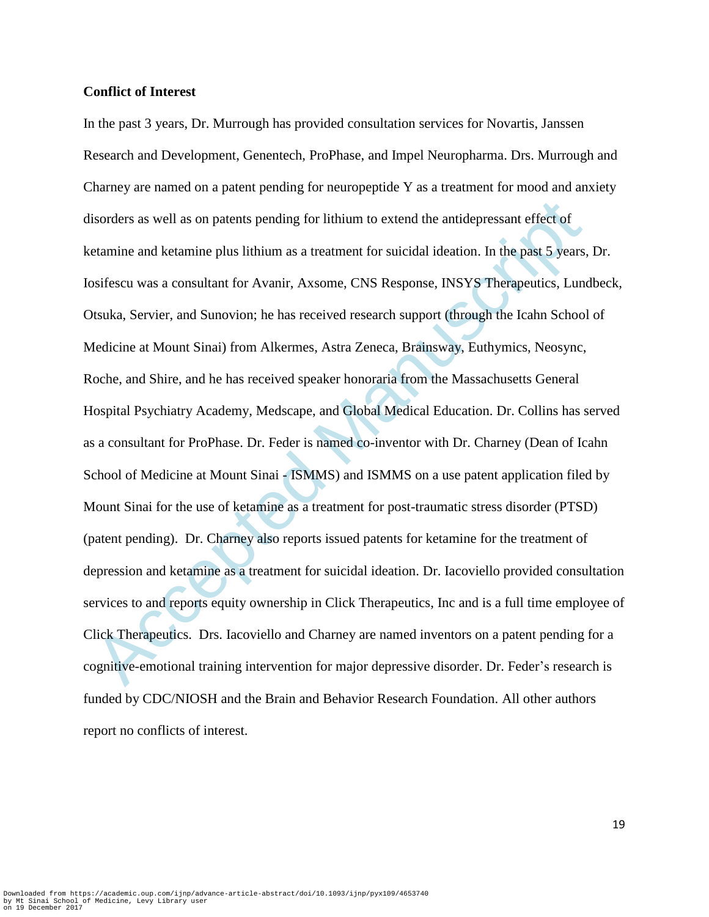**Conflict of Interest**

In the past 3 years, Dr. Murrough has provided consultation services for Novartis, Janssen Research and Development, Genentech, ProPhase, and Impel Neuropharma. Drs. Murrough and Charney are named on a patent pending for neuropeptide Y as a treatment for mood and anxiety disorders as well as on patents pending for lithium to extend the antidepressant effect of ketamine and ketamine plus lithium as a treatment for suicidal ideation. In the past 5 years, Dr. Iosifescu was a consultant for Avanir, Axsome, CNS Response, INSYS Therapeutics, Lundbeck, Otsuka, Servier, and Sunovion; he has received research support (through the Icahn School of Medicine at Mount Sinai) from Alkermes, Astra Zeneca, Brainsway, Euthymics, Neosync, Roche, and Shire, and he has received speaker honoraria from the Massachusetts General Hospital Psychiatry Academy, Medscape, and Global Medical Education. Dr. Collins has served as a consultant for ProPhase. Dr. Feder is named co-inventor with Dr. Charney (Dean of Icahn School of Medicine at Mount Sinai - ISMMS) and ISMMS on a use patent application filed by Mount Sinai for the use of ketamine as a treatment for post-traumatic stress disorder (PTSD) (patent pending). Dr. Charney also reports issued patents for ketamine for the treatment of depression and ketamine as a treatment for suicidal ideation. Dr. Iacoviello provided consultation services to and reports equity ownership in Click Therapeutics, Inc and is a full time employee of Click Therapeutics. Drs. Iacoviello and Charney are named inventors on a patent pending for a cognitive-emotional training intervention for major depressive disorder. Dr. Feder's research is funded by CDC/NIOSH and the Brain and Behavior Research Foundation. All other authors report no conflicts of interest.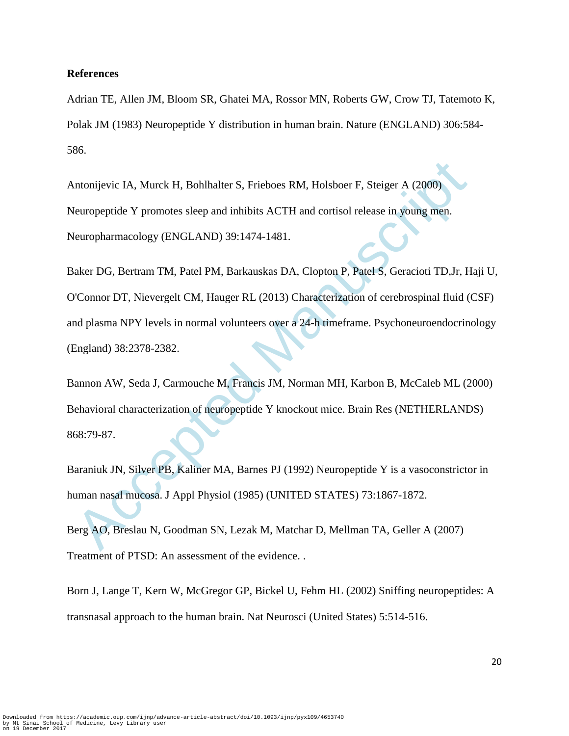**References**

Adrian TE, Allen JM, Bloom SR, Ghatei MA, Rossor MN, Roberts GW, Crow TJ, Tatemoto K, Polak JM (1983) Neuropeptide Y distribution in human brain. Nature (ENGLAND) 306:584-586.

Antonijevic IA, Murck H, Bohlhalter S, Frieboes RM, Holsboer F, Steiger A (2000) Neuropeptide Y promotes sleep and inhibits ACTH and cortisol release in young men. Neuropharmacology (ENGLAND) 39:1474-1481.

Baker DG, Bertram TM, Patel PM, Barkauskas DA, Clopton P, Patel S, Geracioti TD,Jr, Haji U, O'Connor DT, Nievergelt CM, Hauger RL (2013) Characterization of cerebrospinal fluid (CSF) and plasma NPY levels in normal volunteers over a 24-h timeframe. Psychoneuroendocrinology (England) 38:2378-2382.

Bannon AW, Seda J, Carmouche M, Francis JM, Norman MH, Karbon B, McCaleb ML (2000) Behavioral characterization of neuropeptide Y knockout mice. Brain Res (NETHERLANDS) 868:79-87.

Baraniuk JN, Silver PB, Kaliner MA, Barnes PJ (1992) Neuropeptide Y is a vasoconstrictor in human nasal mucosa. J Appl Physiol (1985) (UNITED STATES) 73:1867-1872.

Berg AO, Breslau N, Goodman SN, Lezak M, Matchar D, Mellman TA, Geller A (2007) Treatment of PTSD: An assessment of the evidence. .

Born J, Lange T, Kern W, McGregor GP, Bickel U, Fehm HL (2002) Sniffing neuropeptides: A transnasal approach to the human brain. Nat Neurosci (United States) 5:514-516.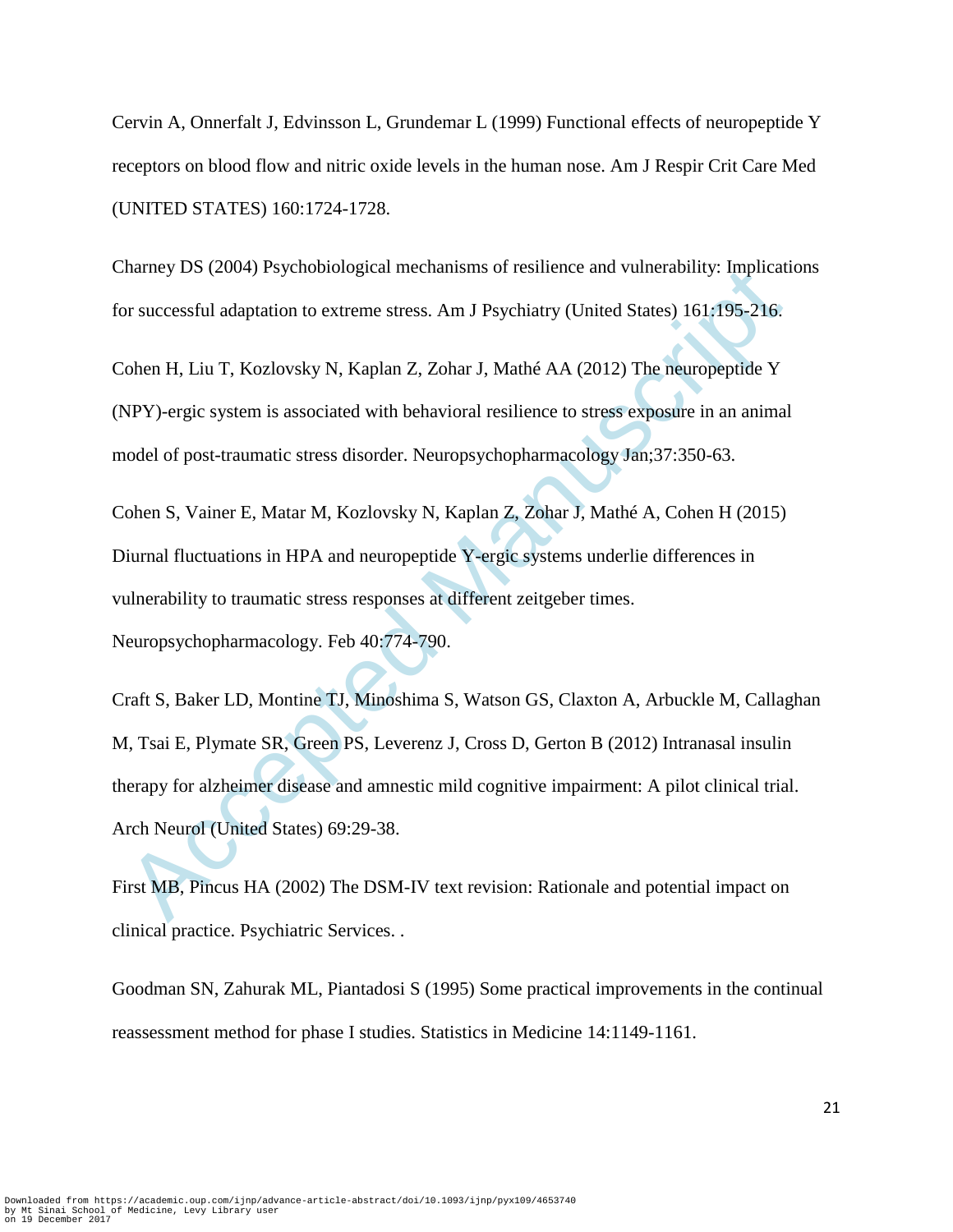Cervin A, Onnerfalt J, Edvinsson L, Grundemar L (1999) Functional effects of neuropeptide Y receptors on blood flow and nitric oxide levels in the human nose. Am J Respir Crit Care Med (UNITED STATES) 160:1724-1728.

Charney DS (2004) Psychobiological mechanisms of resilience and vulnerability: Implications for successful adaptation to extreme stress. Am J Psychiatry (United States) 161:195-216.

Cohen H, Liu T, Kozlovsky N, Kaplan Z, Zohar J, Mathé AA (2012) The neuropeptide Y (NPY)-ergic system is associated with behavioral resilience to stress exposure in an animal model of post-traumatic stress disorder. Neuropsychopharmacology Jan;37:350-63.

Cohen S, Vainer E, Matar M, Kozlovsky N, Kaplan Z, Zohar J, Mathé A, Cohen H (2015) Diurnal fluctuations in HPA and neuropeptide Y-ergic systems underlie differences in vulnerability to traumatic stress responses at different zeitgeber times. Neuropsychopharmacology. Feb 40:774-790.

Craft S, Baker LD, Montine TJ, Minoshima S, Watson GS, Claxton A, Arbuckle M, Callaghan M, Tsai E, Plymate SR, Green PS, Leverenz J, Cross D, Gerton B (2012) Intranasal insulin therapy for alzheimer disease and amnestic mild cognitive impairment: A pilot clinical trial. Arch Neurol (United States) 69:29-38.

First MB, Pincus HA (2002) The DSM-IV text revision: Rationale and potential impact on clinical practice. Psychiatric Services. .

Goodman SN, Zahurak ML, Piantadosi S (1995) Some practical improvements in the continual reassessment method for phase I studies. Statistics in Medicine 14:1149-1161.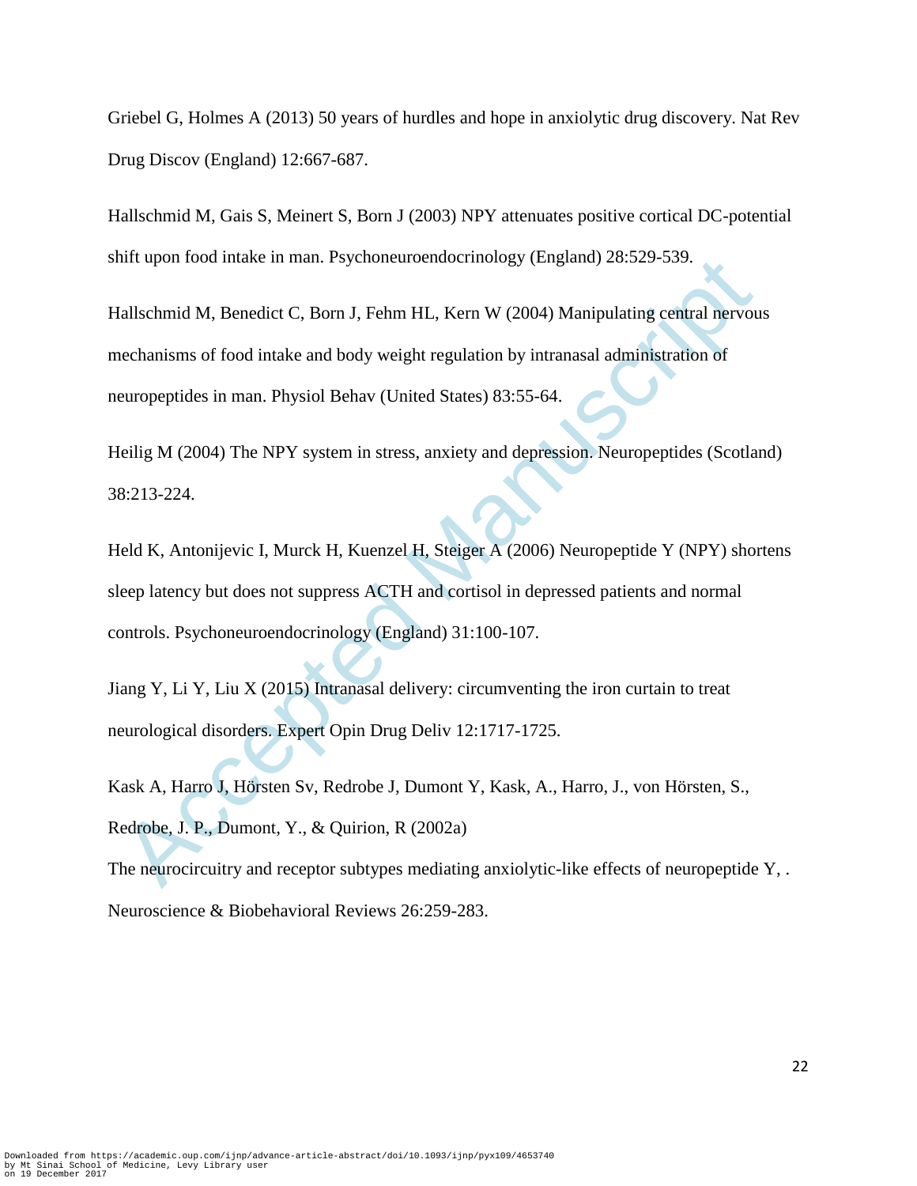Griebel G, Holmes A (2013) 50 years of hurdles and hope in anxiolytic drug discovery. Nat Rev Drug Discov (England) 12:667-687.

Hallschmid M, Gais S, Meinert S, Born J (2003) NPY attenuates positive cortical DC-potential shift upon food intake in man. Psychoneuroendocrinology (England) 28:529-539.

Hallschmid M, Benedict C, Born J, Fehm HL, Kern W (2004) Manipulating central nervous mechanisms of food intake and body weight regulation by intranasal administration of neuropeptides in man. Physiol Behav (United States) 83:55-64.

Heilig M (2004) The NPY system in stress, anxiety and depression. Neuropeptides (Scotland) 38:213-224.

Held K, Antonijevic I, Murck H, Kuenzel H, Steiger A (2006) Neuropeptide Y (NPY) shortens sleep latency but does not suppress ACTH and cortisol in depressed patients and normal controls. Psychoneuroendocrinology (England) 31:100-107.

Jiang Y, Li Y, Liu X (2015) Intranasal delivery: circumventing the iron curtain to treat neurological disorders. Expert Opin Drug Deliv 12:1717-1725.

Kask A, Harro J, Hörsten Sv, Redrobe J, Dumont Y, Kask, A., Harro, J., von Hörsten, S., Redrobe, J. P., Dumont, Y., & Quirion, R (2002a)
The neurocircuitry and receptor subtypes mediating anxiolytic-like effects of neuropeptide Y, . Neuroscience & Biobehavioral Reviews 26:259-283.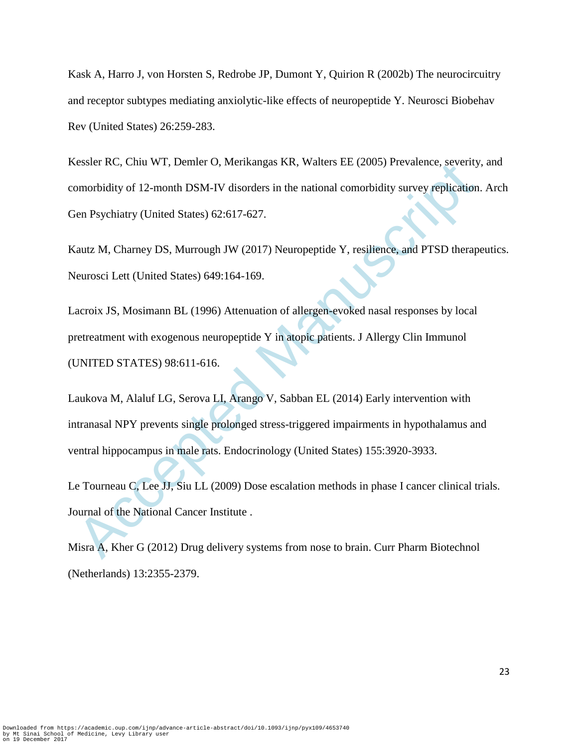Kask A, Harro J, von Horsten S, Redrobe JP, Dumont Y, Quirion R (2002b) The neurocircuitry and receptor subtypes mediating anxiolytic-like effects of neuropeptide Y. Neurosci Biobehav Rev (United States) 26:259-283.

Kessler RC, Chiu WT, Demler O, Merikangas KR, Walters EE (2005) Prevalence, severity, and comorbidity of 12-month DSM-IV disorders in the national comorbidity survey replication. Arch Gen Psychiatry (United States) 62:617-627.

Kautz M, Charney DS, Murrough JW (2017) Neuropeptide Y, resilience, and PTSD therapeutics. Neurosci Lett (United States) 649:164-169.

Lacroix JS, Mosimann BL (1996) Attenuation of allergen-evoked nasal responses by local pretreatment with exogenous neuropeptide Y in atopic patients. J Allergy Clin Immunol (UNITED STATES) 98:611-616.

Laukova M, Alaluf LG, Serova LI, Arango V, Sabban EL (2014) Early intervention with intranasal NPY prevents single prolonged stress-triggered impairments in hypothalamus and ventral hippocampus in male rats. Endocrinology (United States) 155:3920-3933.

Le Tourneau C, Lee JJ, Siu LL (2009) Dose escalation methods in phase I cancer clinical trials. Journal of the National Cancer Institute .

Misra A, Kher G (2012) Drug delivery systems from nose to brain. Curr Pharm Biotechnol (Netherlands) 13:2355-2379.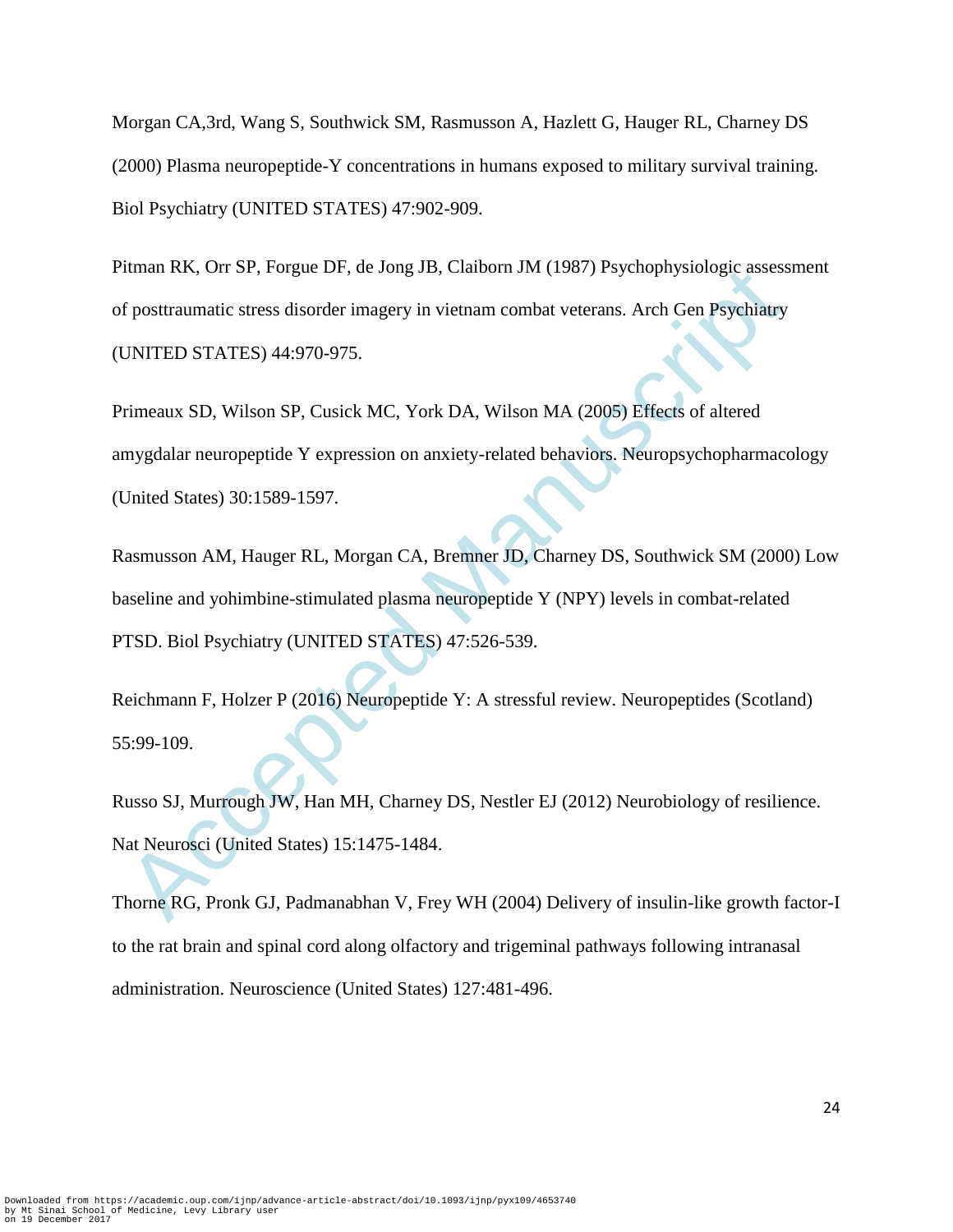Morgan CA,3rd, Wang S, Southwick SM, Rasmusson A, Hazlett G, Hauger RL, Charney DS (2000) Plasma neuropeptide-Y concentrations in humans exposed to military survival training. Biol Psychiatry (UNITED STATES) 47:902-909.

Pitman RK, Orr SP, Forgue DF, de Jong JB, Claiborn JM (1987) Psychophysiologic assessment of posttraumatic stress disorder imagery in vietnam combat veterans. Arch Gen Psychiatry (UNITED STATES) 44:970-975.

Primeaux SD, Wilson SP, Cusick MC, York DA, Wilson MA (2005) Effects of altered amygdalar neuropeptide Y expression on anxiety-related behaviors. Neuropsychopharmacology (United States) 30:1589-1597.

Rasmusson AM, Hauger RL, Morgan CA, Bremner JD, Charney DS, Southwick SM (2000) Low baseline and yohimbine-stimulated plasma neuropeptide Y (NPY) levels in combat-related PTSD. Biol Psychiatry (UNITED STATES) 47:526-539.

Reichmann F, Holzer P (2016) Neuropeptide Y: A stressful review. Neuropeptides (Scotland) 55:99-109.

Russo SJ, Murrough JW, Han MH, Charney DS, Nestler EJ (2012) Neurobiology of resilience. Nat Neurosci (United States) 15:1475-1484.

Thorne RG, Pronk GJ, Padmanabhan V, Frey WH (2004) Delivery of insulin-like growth factor-I to the rat brain and spinal cord along olfactory and trigeminal pathways following intranasal administration. Neuroscience (United States) 127:481-496.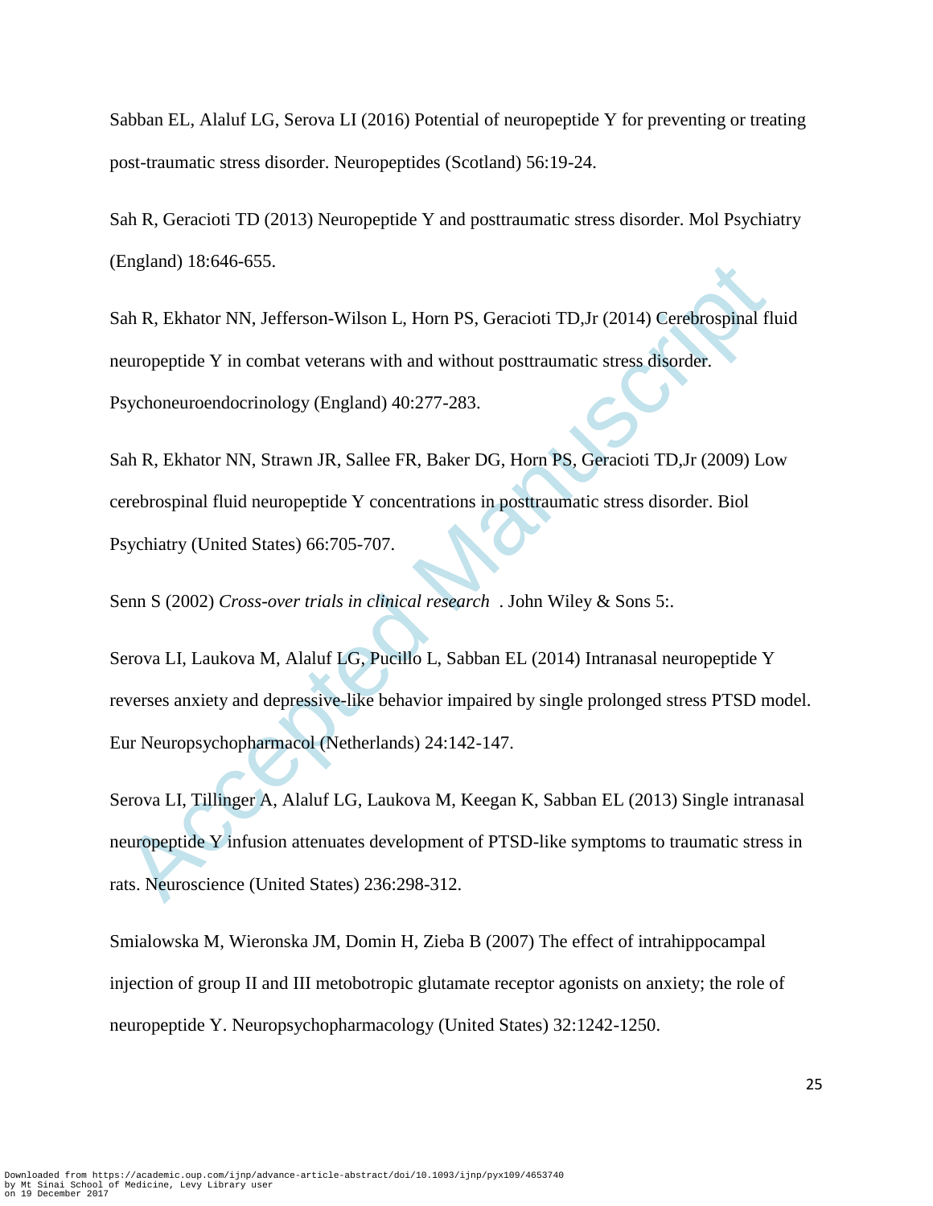Sabban EL, Alaluf LG, Serova LI (2016) Potential of neuropeptide Y for preventing or treating post-traumatic stress disorder. Neuropeptides (Scotland) 56:19-24.

Sah R, Geracioti TD (2013) Neuropeptide Y and posttraumatic stress disorder. Mol Psychiatry (England) 18:646-655.

Sah R, Ekhator NN, Jefferson-Wilson L, Horn PS, Geracioti TD,Jr (2014) Cerebrospinal fluid neuropeptide Y in combat veterans with and without posttraumatic stress disorder. Psychoneuroendocrinology (England) 40:277-283.

Sah R, Ekhator NN, Strawn JR, Sallee FR, Baker DG, Horn PS, Geracioti TD,Jr (2009) Low cerebrospinal fluid neuropeptide Y concentrations in posttraumatic stress disorder. Biol Psychiatry (United States) 66:705-707.

Senn S (2002) *Cross-over trials in clinical research* . John Wiley & Sons 5:.

Serova LI, Laukova M, Alaluf LG, Pucillo L, Sabban EL (2014) Intranasal neuropeptide Y reverses anxiety and depressive-like behavior impaired by single prolonged stress PTSD model. Eur Neuropsychopharmacol (Netherlands) 24:142-147.

Serova LI, Tillinger A, Alaluf LG, Laukova M, Keegan K, Sabban EL (2013) Single intranasal neuropeptide Y infusion attenuates development of PTSD-like symptoms to traumatic stress in rats. Neuroscience (United States) 236:298-312.

Smialowska M, Wieronska JM, Domin H, Zieba B (2007) The effect of intrahippocampal injection of group II and III metobotropic glutamate receptor agonists on anxiety; the role of neuropeptide Y. Neuropsychopharmacology (United States) 32:1242-1250.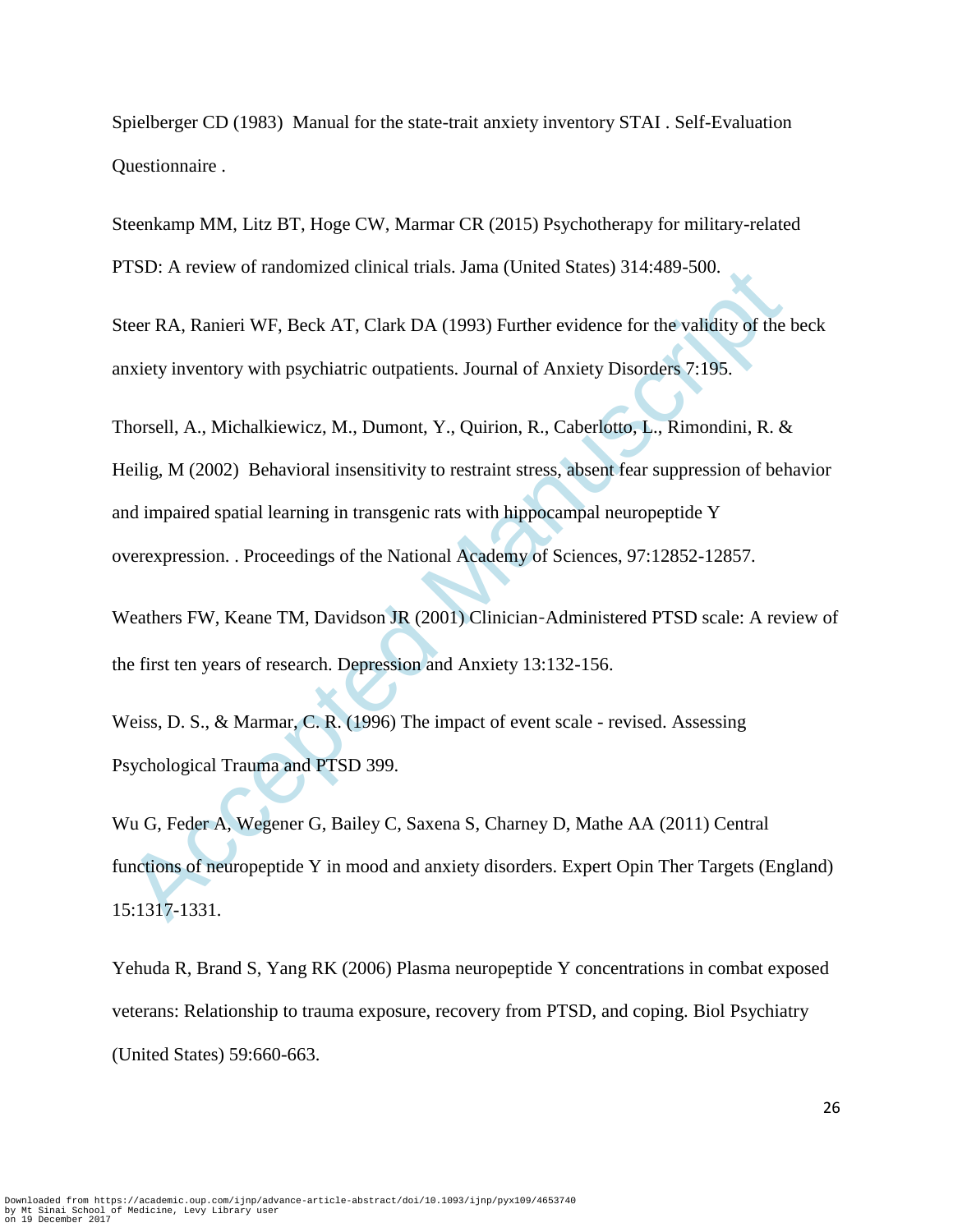Spielberger CD (1983) Manual for the state-trait anxiety inventory STAI . Self-Evaluation Questionnaire .

Steenkamp MM, Litz BT, Hoge CW, Marmar CR (2015) Psychotherapy for military-related PTSD: A review of randomized clinical trials. Jama (United States) 314:489-500.

Steer RA, Ranieri WF, Beck AT, Clark DA (1993) Further evidence for the validity of the beck anxiety inventory with psychiatric outpatients. Journal of Anxiety Disorders 7:195.

Thorsell, A., Michalkiewicz, M., Dumont, Y., Quirion, R., Caberlotto, L., Rimondini, R. & Heilig, M (2002) Behavioral insensitivity to restraint stress, absent fear suppression of behavior and impaired spatial learning in transgenic rats with hippocampal neuropeptide Y overexpression. . Proceedings of the National Academy of Sciences, 97:12852-12857.

Weathers FW, Keane TM, Davidson JR (2001) Clinician‐Administered PTSD scale: A review of the first ten years of research. Depression and Anxiety 13:132-156.

Weiss, D. S., & Marmar, C. R. (1996) The impact of event scale - revised. Assessing Psychological Trauma and PTSD 399.

Wu G, Feder A, Wegener G, Bailey C, Saxena S, Charney D, Mathe AA (2011) Central functions of neuropeptide Y in mood and anxiety disorders. Expert Opin Ther Targets (England) 15:1317-1331.

Yehuda R, Brand S, Yang RK (2006) Plasma neuropeptide Y concentrations in combat exposed veterans: Relationship to trauma exposure, recovery from PTSD, and coping. Biol Psychiatry (United States) 59:660-663.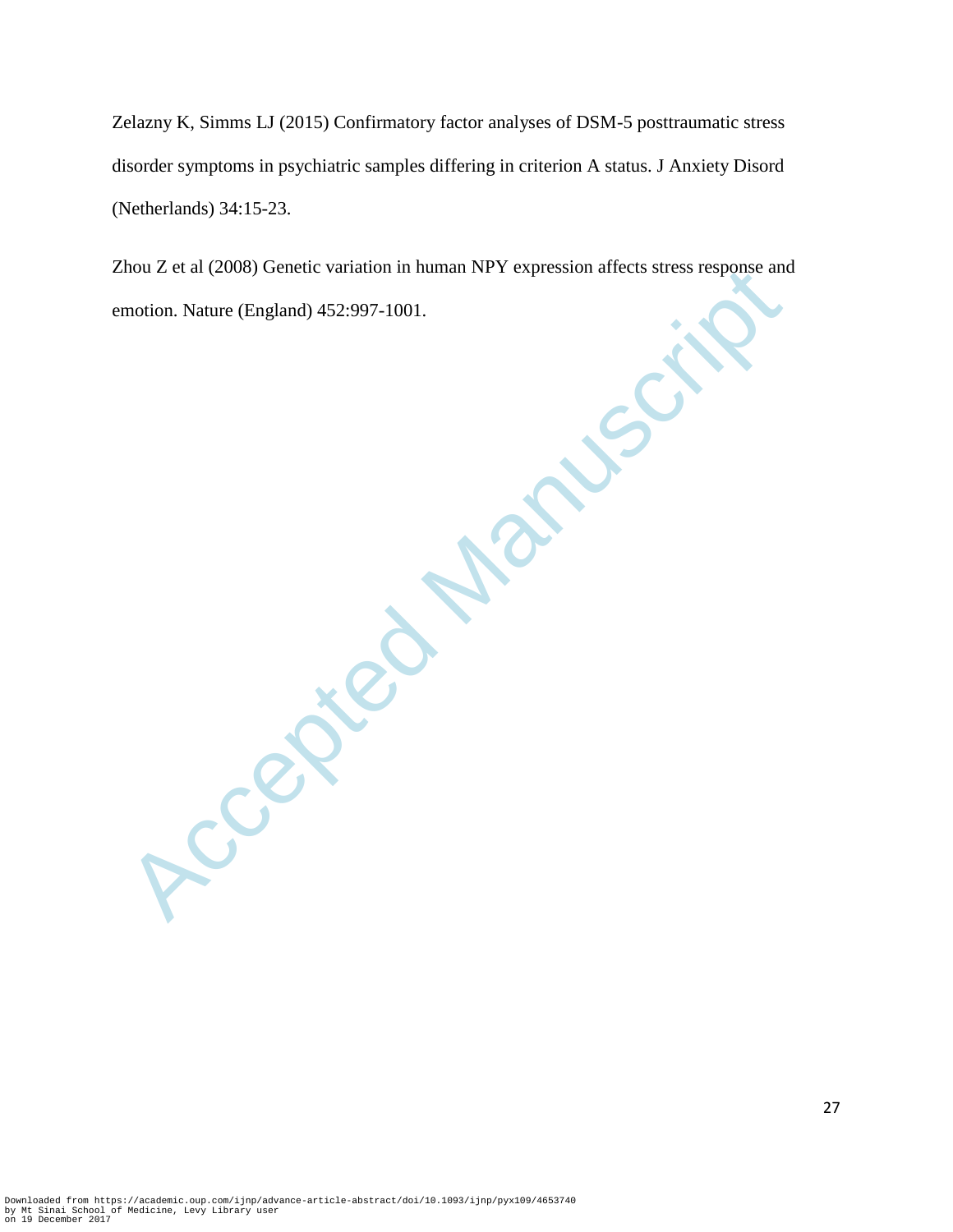Zelazny K, Simms LJ (2015) Confirmatory factor analyses of DSM-5 posttraumatic stress disorder symptoms in psychiatric samples differing in criterion A status. J Anxiety Disord (Netherlands) 34:15-23.

Zhou Z et al (2008) Genetic variation in human NPY expression affects stress response and emotion. Nature (England) 452:997-1001.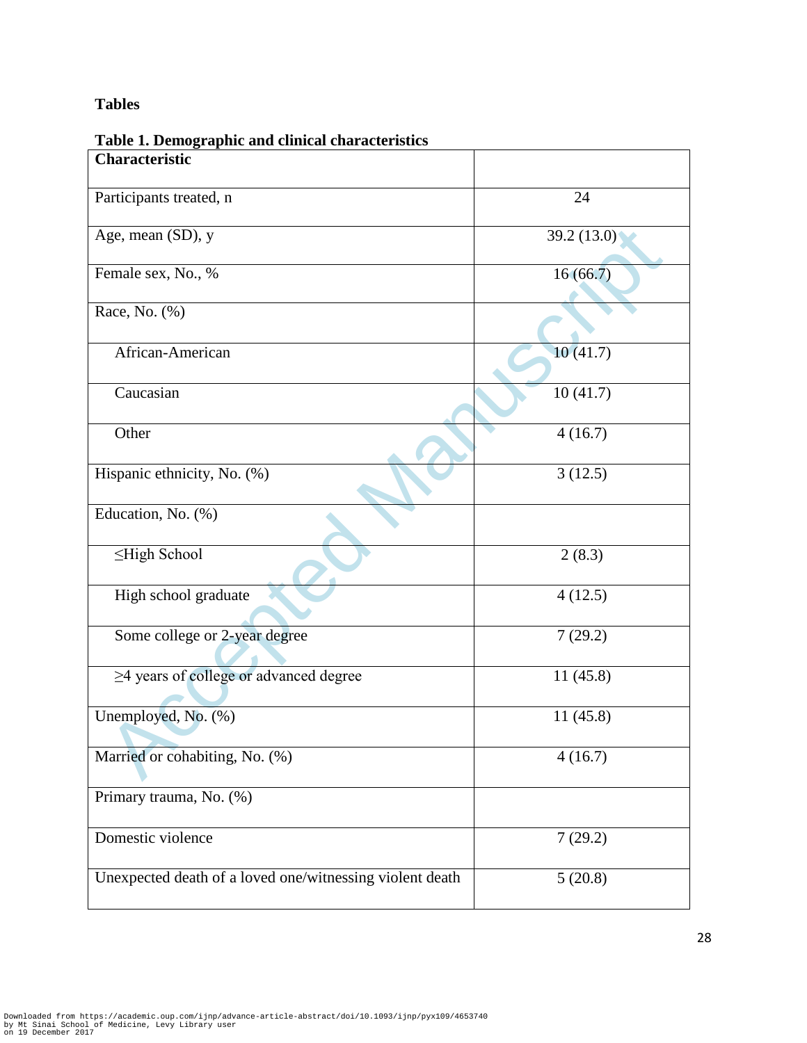**Tables**

**Table 1. Demographic and clinical characteristics**

| **Characteristic** | |
|---|---|
| Participants treated, n | 24 |
| Age, mean (SD), y | 39.2 (13.0) |
| Female sex, No., % | 16 (66.7) |
| Race, No. (%) | |
| African-American | 10 (41.7) |
| Caucasian | 10 (41.7) |
| Other | 4 (16.7) |
| Hispanic ethnicity, No. (%) | 3 (12.5) |
| Education, No. (%) | |
| ≤High School | 2 (8.3) |
| High school graduate | 4 (12.5) |
| Some college or 2-year degree | 7 (29.2) |
| ≥4 years of college or advanced degree | 11 (45.8) |
| Unemployed, No. (%) | 11 (45.8) |
| Married or cohabiting, No. (%) | 4 (16.7) |
| Primary trauma, No. (%) | |
| Domestic violence | 7 (29.2) |
| Unexpected death of a loved one/witnessing violent death | 5 (20.8) |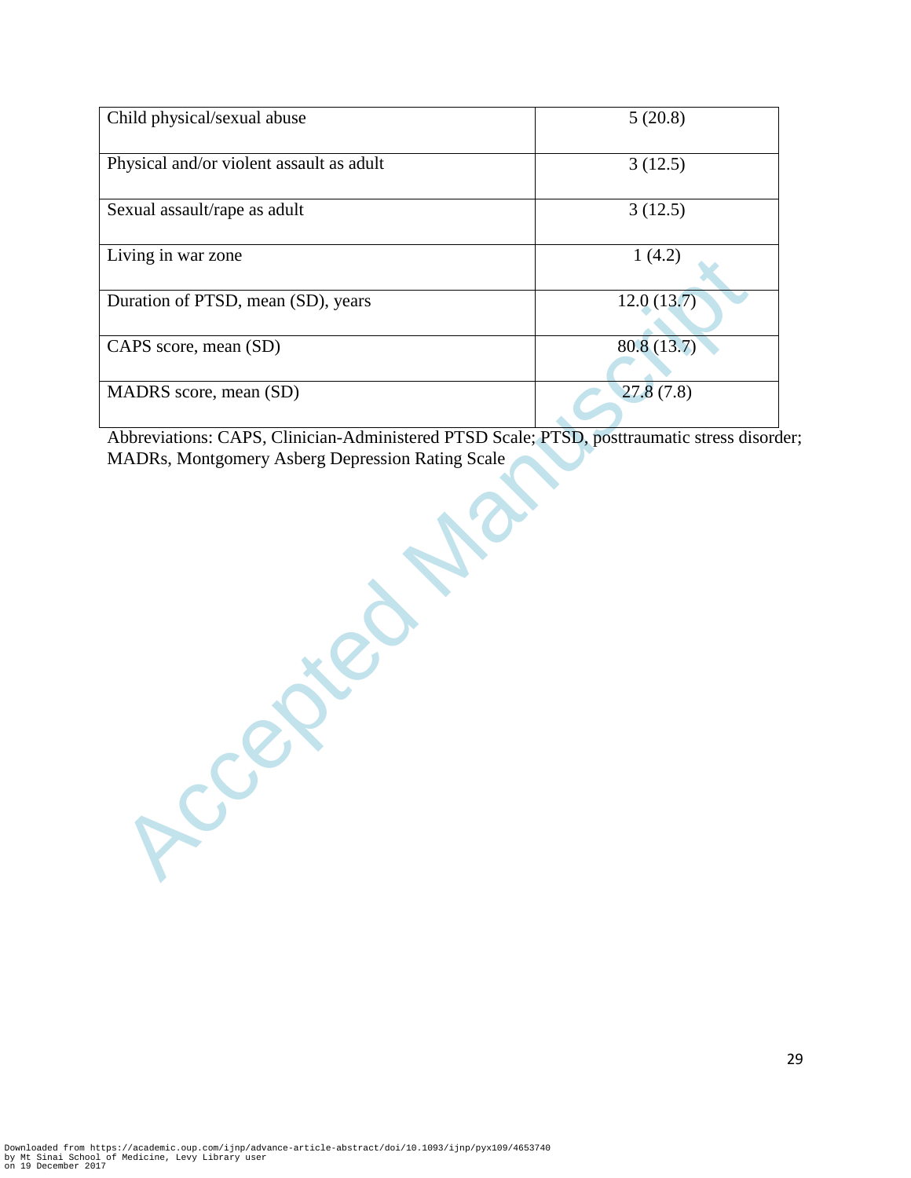| | |
|---|---|
| Child physical/sexual abuse | 5 (20.8) |
| Physical and/or violent assault as adult | 3 (12.5) |
| Sexual assault/rape as adult | 3 (12.5) |
| Living in war zone | 1 (4.2) |
| Duration of PTSD, mean (SD), years | 12.0 (13.7) |
| CAPS score, mean (SD) | 80.8 (13.7) |
| MADRS score, mean (SD) | 27.8 (7.8) |

Abbreviations: CAPS, Clinician-Administered PTSD Scale; PTSD, posttraumatic stress disorder; MADRs, Montgomery Asberg Depression Rating Scale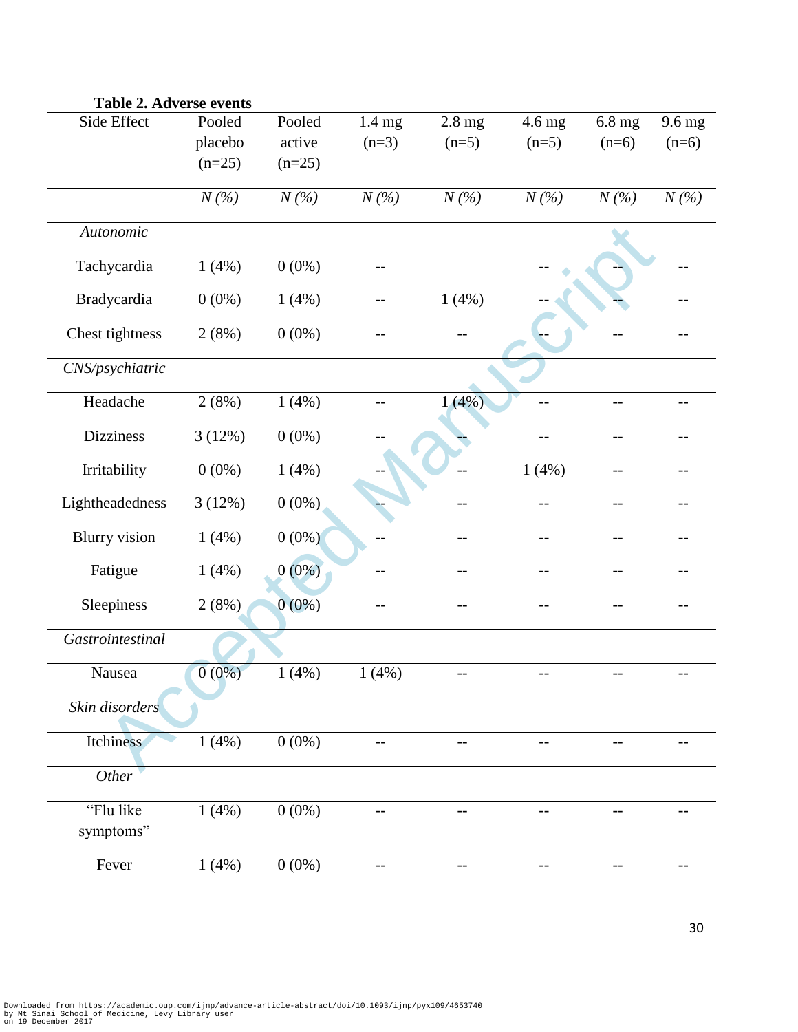**Table 2. Adverse events**

| Side Effect | Pooled placebo (n=25) | Pooled active (n=25) | 1.4 mg (n=3) | 2.8 mg (n=5) | 4.6 mg (n=5) | 6.8 mg (n=6) | 9.6 mg (n=6) |
|---|---|---|---|---|---|---|---|
| | *N (%)* | *N (%)* | *N (%)* | *N (%)* | *N (%)* | *N (%)* | *N (%)* |
| *Autonomic* | | | | | | | |
| Tachycardia | 1 (4%) | 0 (0%) | -- | | -- | -- | -- |
| Bradycardia | 0 (0%) | 1 (4%) | -- | 1 (4%) | -- | -- | -- |
| Chest tightness | 2 (8%) | 0 (0%) | -- | -- | -- | -- | -- |
| *CNS/psychiatric* | | | | | | | |
| Headache | 2 (8%) | 1 (4%) | -- | 1 (4%) | -- | -- | -- |
| Dizziness | 3 (12%) | 0 (0%) | -- | -- | -- | -- | -- |
| Irritability | 0 (0%) | 1 (4%) | -- | -- | 1 (4%) | -- | -- |
| Lightheadedness | 3 (12%) | 0 (0%) | -- | -- | -- | -- | -- |
| Blurry vision | 1 (4%) | 0 (0%) | -- | -- | -- | -- | -- |
| Fatigue | 1 (4%) | 0 (0%) | -- | -- | -- | -- | -- |
| Sleepiness | 2 (8%) | 0 (0%) | -- | -- | -- | -- | -- |
| *Gastrointestinal* | | | | | | | |
| Nausea | 0 (0%) | 1 (4%) | 1 (4%) | -- | -- | -- | -- |
| *Skin disorders* | | | | | | | |
| Itchiness | 1 (4%) | 0 (0%) | -- | -- | -- | -- | -- |
| *Other* | | | | | | | |
| "Flu like symptoms" | 1 (4%) | 0 (0%) | -- | -- | -- | -- | -- |
| Fever | 1 (4%) | 0 (0%) | -- | -- | -- | -- | -- |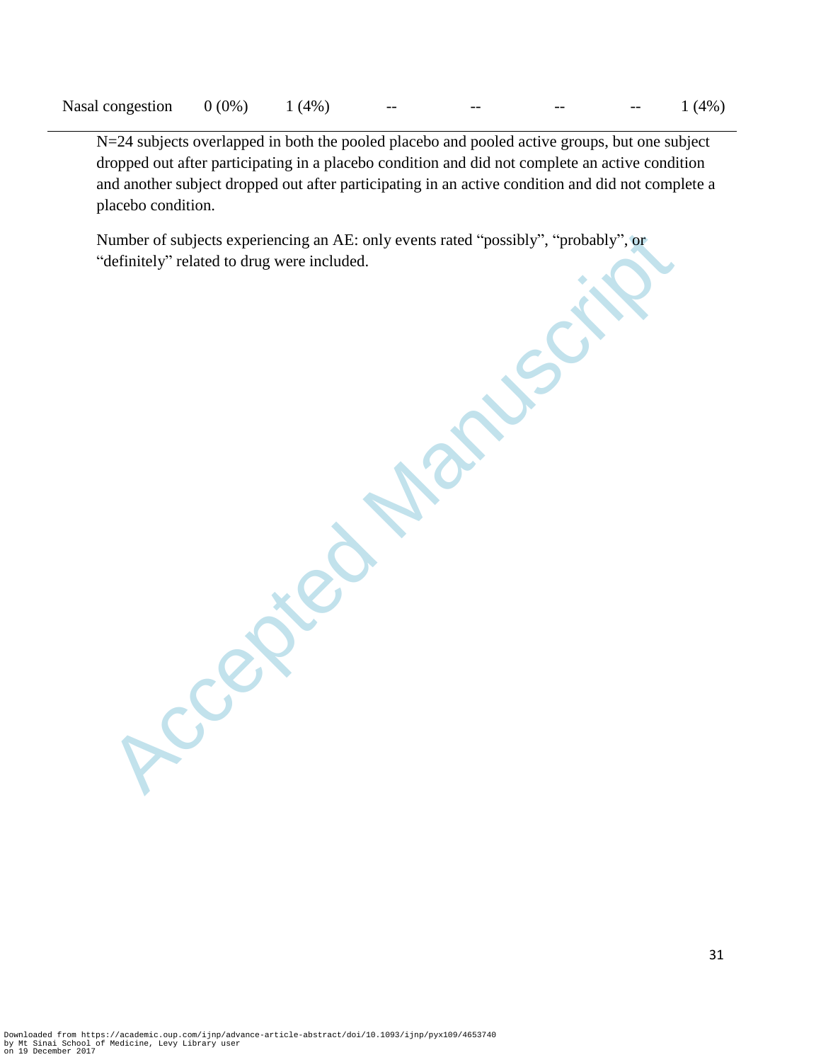| | | | | | | | |
|---|---|---|---|---|---|---|---|
| Nasal congestion | 0 (0%) | 1 (4%) | -- | -- | -- | -- | 1 (4%) |

N=24 subjects overlapped in both the pooled placebo and pooled active groups, but one subject dropped out after participating in a placebo condition and did not complete an active condition and another subject dropped out after participating in an active condition and did not complete a placebo condition.

Number of subjects experiencing an AE: only events rated "possibly", "probably", or "definitely" related to drug were included.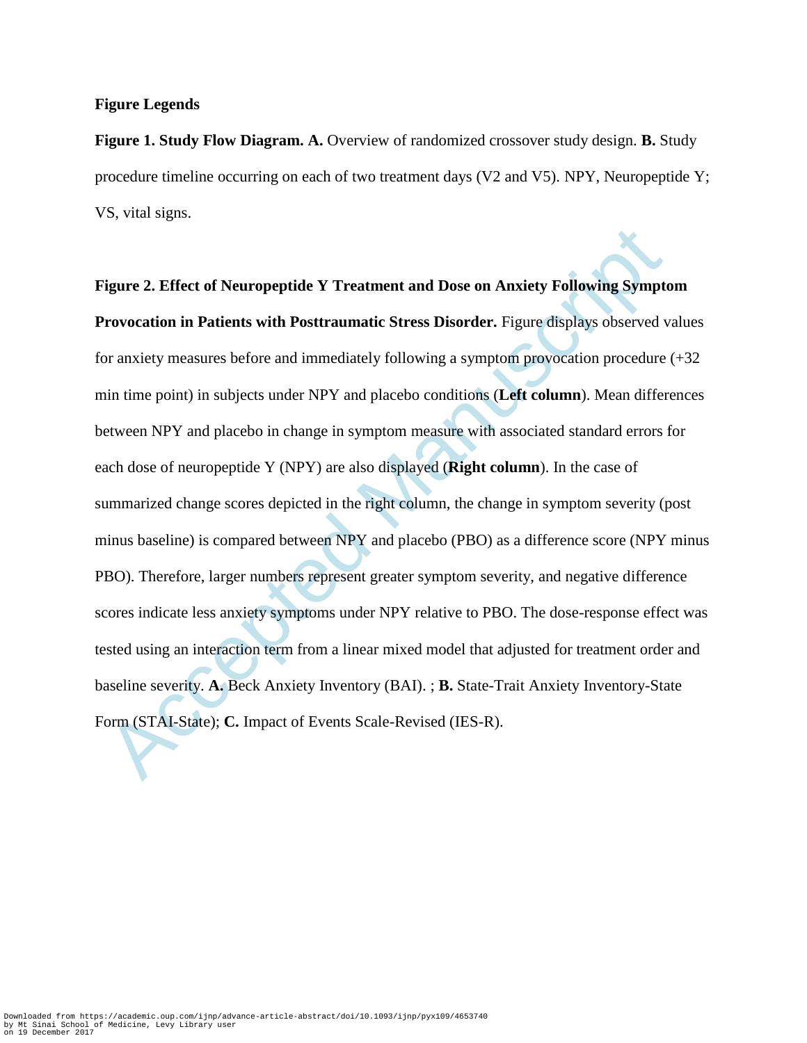**Figure Legends**

**Figure 1. Study Flow Diagram. A.** Overview of randomized crossover study design. **B.** Study procedure timeline occurring on each of two treatment days (V2 and V5). NPY, Neuropeptide Y; VS, vital signs.

**Figure 2. Effect of Neuropeptide Y Treatment and Dose on Anxiety Following Symptom Provocation in Patients with Posttraumatic Stress Disorder.** Figure displays observed values for anxiety measures before and immediately following a symptom provocation procedure (+32 min time point) in subjects under NPY and placebo conditions (**Left column**). Mean differences between NPY and placebo in change in symptom measure with associated standard errors for each dose of neuropeptide Y (NPY) are also displayed (**Right column**). In the case of summarized change scores depicted in the right column, the change in symptom severity (post minus baseline) is compared between NPY and placebo (PBO) as a difference score (NPY minus PBO). Therefore, larger numbers represent greater symptom severity, and negative difference scores indicate less anxiety symptoms under NPY relative to PBO. The dose-response effect was tested using an interaction term from a linear mixed model that adjusted for treatment order and baseline severity. **A.** Beck Anxiety Inventory (BAI). ; **B.** State-Trait Anxiety Inventory-State Form (STAI-State); **C.** Impact of Events Scale-Revised (IES-R).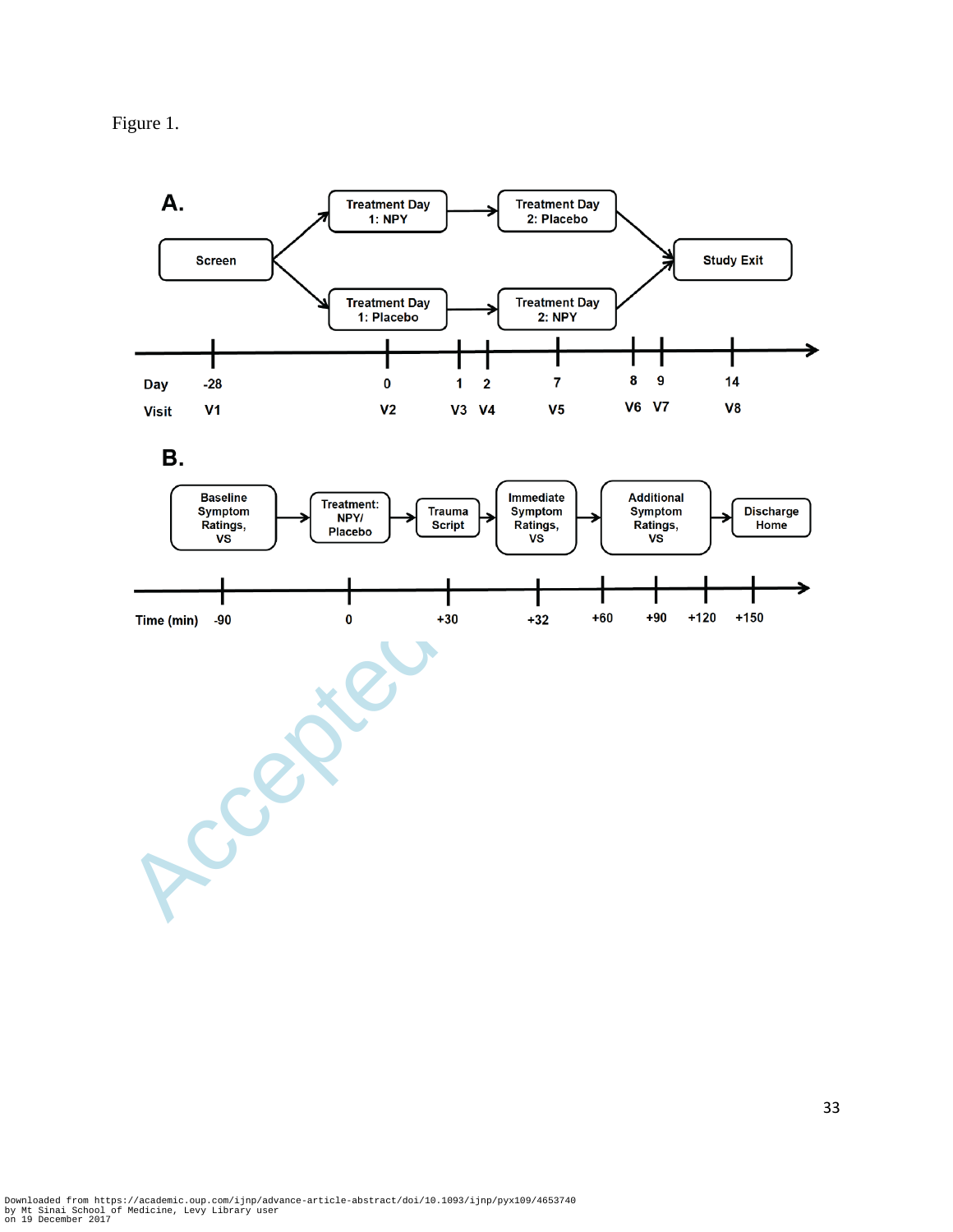Figure 1.

A.

Screen

Treatment Day 1: NPY

Treatment Day 2: Placebo

Treatment Day 1: Placebo

Treatment Day 2: NPY

Study Exit

Day -28 0 1 2 7 8 9 14

Visit V1 V2 V3 V4 V5 V6 V7 V8

B.

Baseline Symptom Ratings, VS

Treatment: NPY/ Placebo

Trauma Script

Immediate Symptom Ratings, VS

Additional Symptom Ratings, VS

Discharge Home

Time (min) -90 0 +30 +32 +60 +90 +120 +150

Downloaded from https://academic.oup.com/ijnp/advance-article-abstract/doi/10.1093/ijnp/pyx109/4653740 by Mt Sinai School of Medicine, Levy Library user on 19 December 2017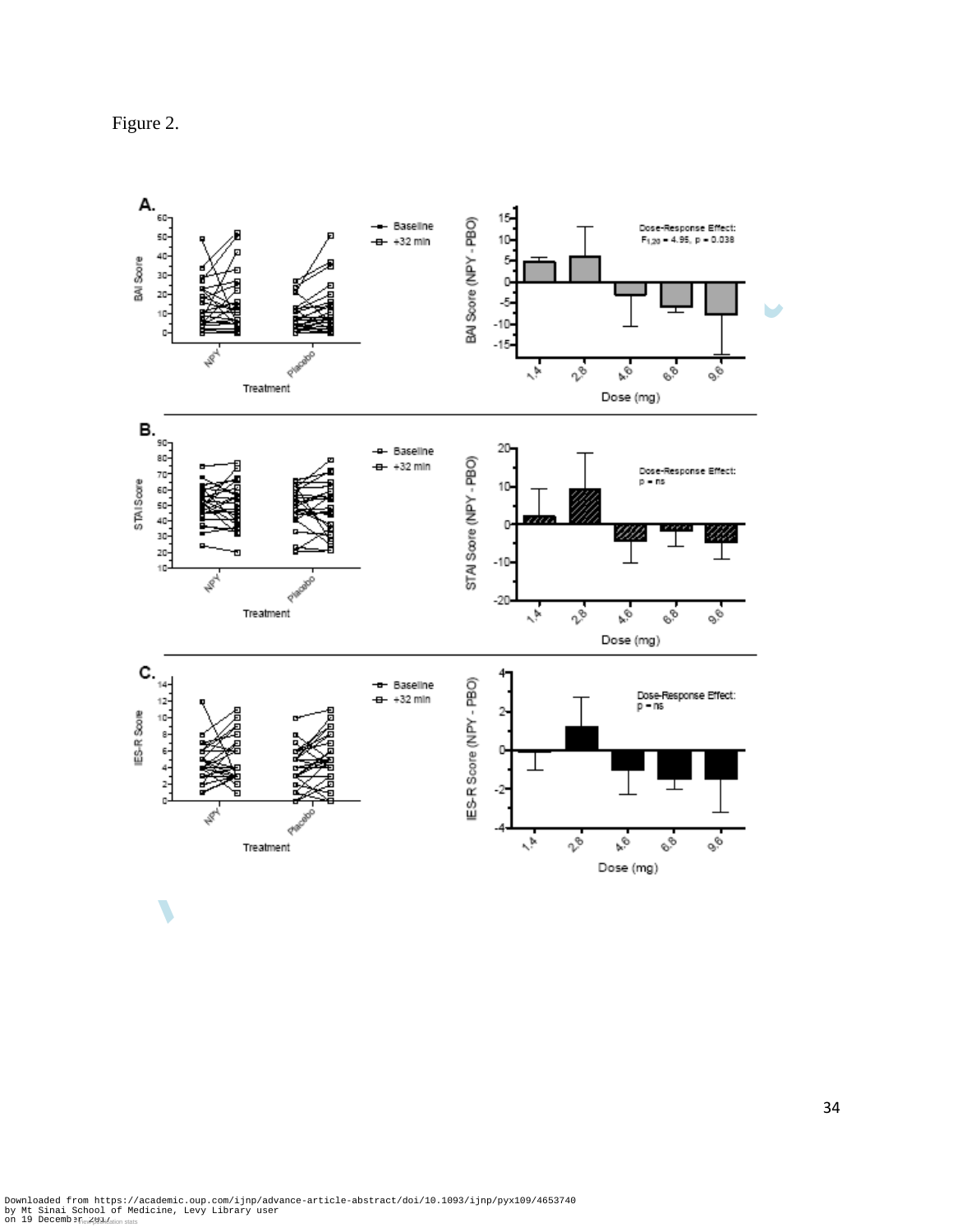Figure 2.

A.

BAI Score

Treatment

NPY

Placebo

Baseline

+32 min

BAI Score (NPY - PBO)

Dose-Response Effect:
$F_{1,20}$ = 4.95, p = 0.038

Dose (mg)

1.4
2.8
4.6
6.8
9.6

B.

STAI Score

Treatment

NPY

Placebo

Baseline

+32 min

STAI Score (NPY - PBO)

Dose-Response Effect:
p = ns

Dose (mg)

1.4
2.8
4.6
6.8
9.6

C.

IES-R Score

Treatment

NPY

Placebo

Baseline

+32 min

IES-R Score (NPY - PBO)

Dose-Response Effect:
p = ns

Dose (mg)

1.4
2.8
4.6
6.8
9.6